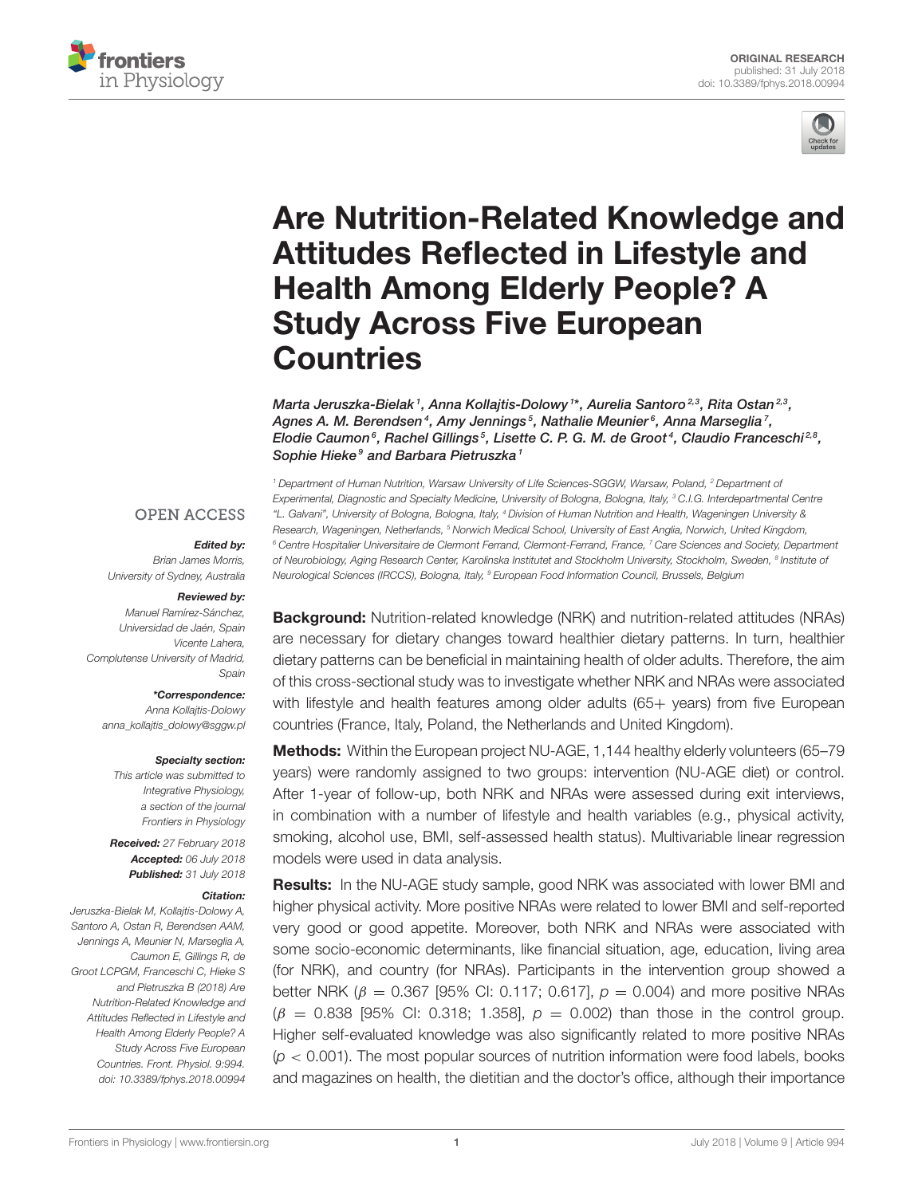ORIGINAL RESEARCH
published: 31 July 2018
doi: 10.3389/fphys.2018.00994

# Are Nutrition-Related Knowledge and Attitudes Reflected in Lifestyle and Health Among Elderly People? A Study Across Five European Countries

*Marta Jeruszka-Bielak[1], Anna Kollajtis-Dolowy[1*], Aurelia Santoro[2,3], Rita Ostan[2,3], Agnes A. M. Berendsen[4], Amy Jennings[5], Nathalie Meunier[6], Anna Marseglia[7], Elodie Caumon[6], Rachel Gillings[5], Lisette C. P. G. M. de Groot[4], Claudio Franceschi[2,8], Sophie Hieke[9] and Barbara Pietruszka[1]*

[1] Department of Human Nutrition, Warsaw University of Life Sciences-SGGW, Warsaw, Poland, [2] Department of Experimental, Diagnostic and Specialty Medicine, University of Bologna, Bologna, Italy, [3] C.I.G. Interdepartmental Centre "L. Galvani", University of Bologna, Bologna, Italy, [4] Division of Human Nutrition and Health, Wageningen University & Research, Wageningen, Netherlands, [5] Norwich Medical School, University of East Anglia, Norwich, United Kingdom, [6] Centre Hospitalier Universitaire de Clermont Ferrand, Clermont-Ferrand, France, [7] Care Sciences and Society, Department of Neurobiology, Aging Research Center, Karolinska Institutet and Stockholm University, Stockholm, Sweden, [8] Institute of Neurological Sciences (IRCCS), Bologna, Italy, [9] European Food Information Council, Brussels, Belgium

OPEN ACCESS

***Edited by:***
Brian James Morris,
University of Sydney, Australia

***Reviewed by:***
Manuel Ramírez-Sánchez,
Universidad de Jaén, Spain
Vicente Lahera,
Complutense University of Madrid,
Spain

***\*Correspondence:***
Anna Kollajtis-Dolowy
anna_kollajtis_dolowy@sggw.pl

***Specialty section:***
This article was submitted to
Integrative Physiology,
a section of the journal
Frontiers in Physiology

***Received:*** 27 February 2018
***Accepted:*** 06 July 2018
***Published:*** 31 July 2018

***Citation:***
Jeruszka-Bielak M, Kollajtis-Dolowy A, Santoro A, Ostan R, Berendsen AAM, Jennings A, Meunier N, Marseglia A, Caumon E, Gillings R, de Groot LCPGM, Franceschi C, Hieke S and Pietruszka B (2018) Are Nutrition-Related Knowledge and Attitudes Reflected in Lifestyle and Health Among Elderly People? A Study Across Five European Countries. Front. Physiol. 9:994. doi: 10.3389/fphys.2018.00994

**Background:** Nutrition-related knowledge (NRK) and nutrition-related attitudes (NRAs) are necessary for dietary changes toward healthier dietary patterns. In turn, healthier dietary patterns can be beneficial in maintaining health of older adults. Therefore, the aim of this cross-sectional study was to investigate whether NRK and NRAs were associated with lifestyle and health features among older adults (65+ years) from five European countries (France, Italy, Poland, the Netherlands and United Kingdom).

**Methods:** Within the European project NU-AGE, 1,144 healthy elderly volunteers (65–79 years) were randomly assigned to two groups: intervention (NU-AGE diet) or control. After 1-year of follow-up, both NRK and NRAs were assessed during exit interviews, in combination with a number of lifestyle and health variables (e.g., physical activity, smoking, alcohol use, BMI, self-assessed health status). Multivariable linear regression models were used in data analysis.

**Results:** In the NU-AGE study sample, good NRK was associated with lower BMI and higher physical activity. More positive NRAs were related to lower BMI and self-reported very good or good appetite. Moreover, both NRK and NRAs were associated with some socio-economic determinants, like financial situation, age, education, living area (for NRK), and country (for NRAs). Participants in the intervention group showed a better NRK ($\beta = 0.367$ [95% CI: 0.117; 0.617], $p = 0.004$) and more positive NRAs ($\beta = 0.838$ [95% CI: 0.318; 1.358], $p = 0.002$) than those in the control group. Higher self-evaluated knowledge was also significantly related to more positive NRAs ($p < 0.001$). The most popular sources of nutrition information were food labels, books and magazines on health, the dietitian and the doctor's office, although their importance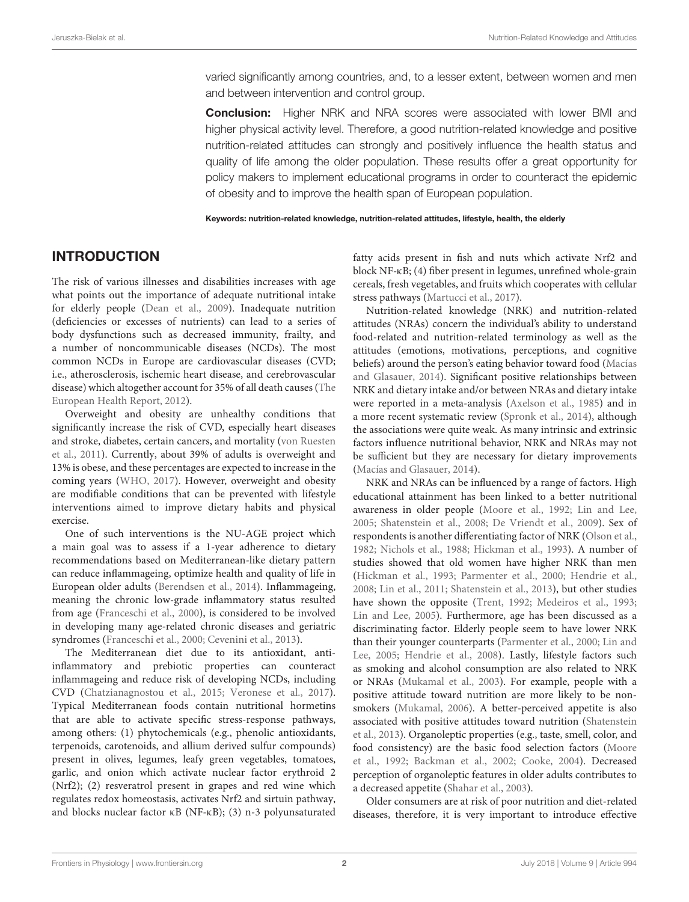varied significantly among countries, and, to a lesser extent, between women and men and between intervention and control group.

**Conclusion:** Higher NRK and NRA scores were associated with lower BMI and higher physical activity level. Therefore, a good nutrition-related knowledge and positive nutrition-related attitudes can strongly and positively influence the health status and quality of life among the older population. These results offer a great opportunity for policy makers to implement educational programs in order to counteract the epidemic of obesity and to improve the health span of European population.

**Keywords: nutrition-related knowledge, nutrition-related attitudes, lifestyle, health, the elderly**

## INTRODUCTION

The risk of various illnesses and disabilities increases with age what points out the importance of adequate nutritional intake for elderly people (Dean et al., 2009). Inadequate nutrition (deficiencies or excesses of nutrients) can lead to a series of body dysfunctions such as decreased immunity, frailty, and a number of noncommunicable diseases (NCDs). The most common NCDs in Europe are cardiovascular diseases (CVD; i.e., atherosclerosis, ischemic heart disease, and cerebrovascular disease) which altogether account for 35% of all death causes (The European Health Report, 2012).

Overweight and obesity are unhealthy conditions that significantly increase the risk of CVD, especially heart diseases and stroke, diabetes, certain cancers, and mortality (von Ruesten et al., 2011). Currently, about 39% of adults is overweight and 13% is obese, and these percentages are expected to increase in the coming years (WHO, 2017). However, overweight and obesity are modifiable conditions that can be prevented with lifestyle interventions aimed to improve dietary habits and physical exercise.

One of such interventions is the NU-AGE project which a main goal was to assess if a 1-year adherence to dietary recommendations based on Mediterranean-like dietary pattern can reduce inflammageing, optimize health and quality of life in European older adults (Berendsen et al., 2014). Inflammageing, meaning the chronic low-grade inflammatory status resulted from age (Franceschi et al., 2000), is considered to be involved in developing many age-related chronic diseases and geriatric syndromes (Franceschi et al., 2000; Cevenini et al., 2013).

The Mediterranean diet due to its antioxidant, anti-inflammatory and prebiotic properties can counteract inflammageing and reduce risk of developing NCDs, including CVD (Chatzianagnostou et al., 2015; Veronese et al., 2017). Typical Mediterranean foods contain nutritional hormetins that are able to activate specific stress-response pathways, among others: (1) phytochemicals (e.g., phenolic antioxidants, terpenoids, carotenoids, and allium derived sulfur compounds) present in olives, legumes, leafy green vegetables, tomatoes, garlic, and onion which activate nuclear factor erythroid 2 (Nrf2); (2) resveratrol present in grapes and red wine which regulates redox homeostasis, activates Nrf2 and sirtuin pathway, and blocks nuclear factor κB (NF-κB); (3) n-3 polyunsaturated fatty acids present in fish and nuts which activate Nrf2 and block NF-κB; (4) fiber present in legumes, unrefined whole-grain cereals, fresh vegetables, and fruits which cooperates with cellular stress pathways (Martucci et al., 2017).

Nutrition-related knowledge (NRK) and nutrition-related attitudes (NRAs) concern the individual's ability to understand food-related and nutrition-related terminology as well as the attitudes (emotions, motivations, perceptions, and cognitive beliefs) around the person's eating behavior toward food (Macías and Glasauer, 2014). Significant positive relationships between NRK and dietary intake and/or between NRAs and dietary intake were reported in a meta-analysis (Axelson et al., 1985) and in a more recent systematic review (Spronk et al., 2014), although the associations were quite weak. As many intrinsic and extrinsic factors influence nutritional behavior, NRK and NRAs may not be sufficient but they are necessary for dietary improvements (Macías and Glasauer, 2014).

NRK and NRAs can be influenced by a range of factors. High educational attainment has been linked to a better nutritional awareness in older people (Moore et al., 1992; Lin and Lee, 2005; Shatenstein et al., 2008; De Vriendt et al., 2009). Sex of respondents is another differentiating factor of NRK (Olson et al., 1982; Nichols et al., 1988; Hickman et al., 1993). A number of studies showed that old women have higher NRK than men (Hickman et al., 1993; Parmenter et al., 2000; Hendrie et al., 2008; Lin et al., 2011; Shatenstein et al., 2013), but other studies have shown the opposite (Trent, 1992; Medeiros et al., 1993; Lin and Lee, 2005). Furthermore, age has been discussed as a discriminating factor. Elderly people seem to have lower NRK than their younger counterparts (Parmenter et al., 2000; Lin and Lee, 2005; Hendrie et al., 2008). Lastly, lifestyle factors such as smoking and alcohol consumption are also related to NRK or NRAs (Mukamal et al., 2003). For example, people with a positive attitude toward nutrition are more likely to be non-smokers (Mukamal, 2006). A better-perceived appetite is also associated with positive attitudes toward nutrition (Shatenstein et al., 2013). Organoleptic properties (e.g., taste, smell, color, and food consistency) are the basic food selection factors (Moore et al., 1992; Backman et al., 2002; Cooke, 2004). Decreased perception of organoleptic features in older adults contributes to a decreased appetite (Shahar et al., 2003).

Older consumers are at risk of poor nutrition and diet-related diseases, therefore, it is very important to introduce effective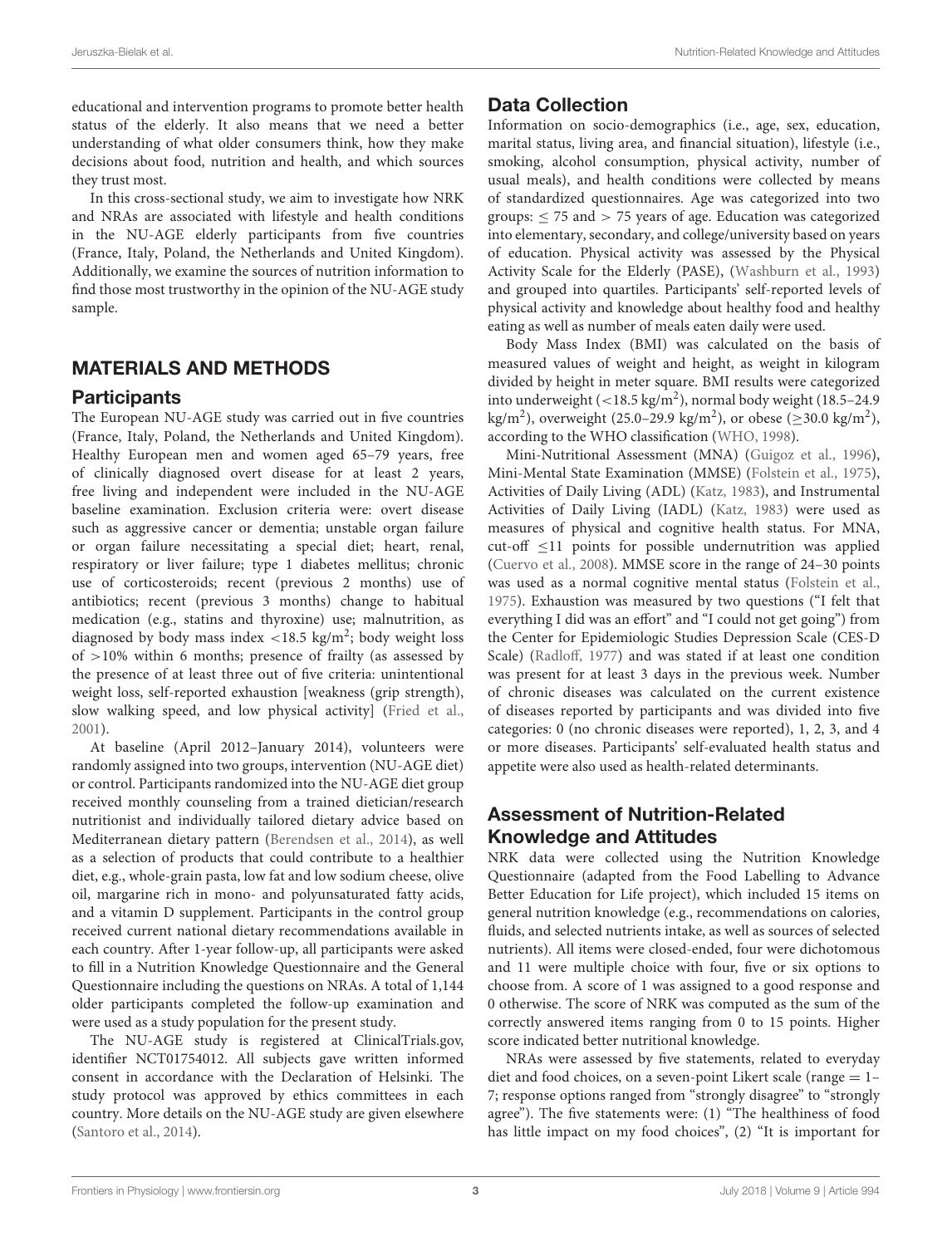educational and intervention programs to promote better health status of the elderly. It also means that we need a better understanding of what older consumers think, how they make decisions about food, nutrition and health, and which sources they trust most.

In this cross-sectional study, we aim to investigate how NRK and NRAs are associated with lifestyle and health conditions in the NU-AGE elderly participants from five countries (France, Italy, Poland, the Netherlands and United Kingdom). Additionally, we examine the sources of nutrition information to find those most trustworthy in the opinion of the NU-AGE study sample.

## MATERIALS AND METHODS

### Participants

The European NU-AGE study was carried out in five countries (France, Italy, Poland, the Netherlands and United Kingdom). Healthy European men and women aged 65–79 years, free of clinically diagnosed overt disease for at least 2 years, free living and independent were included in the NU-AGE baseline examination. Exclusion criteria were: overt disease such as aggressive cancer or dementia; unstable organ failure or organ failure necessitating a special diet; heart, renal, respiratory or liver failure; type 1 diabetes mellitus; chronic use of corticosteroids; recent (previous 2 months) use of antibiotics; recent (previous 3 months) change to habitual medication (e.g., statins and thyroxine) use; malnutrition, as diagnosed by body mass index $<18.5$ kg/m$^2$; body weight loss of $>10\%$ within 6 months; presence of frailty (as assessed by the presence of at least three out of five criteria: unintentional weight loss, self-reported exhaustion [weakness (grip strength), slow walking speed, and low physical activity] (Fried et al., 2001).

At baseline (April 2012–January 2014), volunteers were randomly assigned into two groups, intervention (NU-AGE diet) or control. Participants randomized into the NU-AGE diet group received monthly counseling from a trained dietician/research nutritionist and individually tailored dietary advice based on Mediterranean dietary pattern (Berendsen et al., 2014), as well as a selection of products that could contribute to a healthier diet, e.g., whole-grain pasta, low fat and low sodium cheese, olive oil, margarine rich in mono- and polyunsaturated fatty acids, and a vitamin D supplement. Participants in the control group received current national dietary recommendations available in each country. After 1-year follow-up, all participants were asked to fill in a Nutrition Knowledge Questionnaire and the General Questionnaire including the questions on NRAs. A total of 1,144 older participants completed the follow-up examination and were used as a study population for the present study.

The NU-AGE study is registered at ClinicalTrials.gov, identifier NCT01754012. All subjects gave written informed consent in accordance with the Declaration of Helsinki. The study protocol was approved by ethics committees in each country. More details on the NU-AGE study are given elsewhere (Santoro et al., 2014).

### Data Collection

Information on socio-demographics (i.e., age, sex, education, marital status, living area, and financial situation), lifestyle (i.e., smoking, alcohol consumption, physical activity, number of usual meals), and health conditions were collected by means of standardized questionnaires. Age was categorized into two groups: $\leq 75$ and $> 75$ years of age. Education was categorized into elementary, secondary, and college/university based on years of education. Physical activity was assessed by the Physical Activity Scale for the Elderly (PASE), (Washburn et al., 1993) and grouped into quartiles. Participants' self-reported levels of physical activity and knowledge about healthy food and healthy eating as well as number of meals eaten daily were used.

Body Mass Index (BMI) was calculated on the basis of measured values of weight and height, as weight in kilogram divided by height in meter square. BMI results were categorized into underweight ($<18.5$ kg/m$^2$), normal body weight (18.5–24.9 kg/m$^2$), overweight (25.0–29.9 kg/m$^2$), or obese ($\geq 30.0$ kg/m$^2$), according to the WHO classification (WHO, 1998).

Mini-Nutritional Assessment (MNA) (Guigoz et al., 1996), Mini-Mental State Examination (MMSE) (Folstein et al., 1975), Activities of Daily Living (ADL) (Katz, 1983), and Instrumental Activities of Daily Living (IADL) (Katz, 1983) were used as measures of physical and cognitive health status. For MNA, cut-off $\leq 11$ points for possible undernutrition was applied (Cuervo et al., 2008). MMSE score in the range of 24–30 points was used as a normal cognitive mental status (Folstein et al., 1975). Exhaustion was measured by two questions ("I felt that everything I did was an effort" and "I could not get going") from the Center for Epidemiologic Studies Depression Scale (CES-D Scale) (Radloff, 1977) and was stated if at least one condition was present for at least 3 days in the previous week. Number of chronic diseases was calculated on the current existence of diseases reported by participants and was divided into five categories: 0 (no chronic diseases were reported), 1, 2, 3, and 4 or more diseases. Participants' self-evaluated health status and appetite were also used as health-related determinants.

### Assessment of Nutrition-Related Knowledge and Attitudes

NRK data were collected using the Nutrition Knowledge Questionnaire (adapted from the Food Labelling to Advance Better Education for Life project), which included 15 items on general nutrition knowledge (e.g., recommendations on calories, fluids, and selected nutrients intake, as well as sources of selected nutrients). All items were closed-ended, four were dichotomous and 11 were multiple choice with four, five or six options to choose from. A score of 1 was assigned to a good response and 0 otherwise. The score of NRK was computed as the sum of the correctly answered items ranging from 0 to 15 points. Higher score indicated better nutritional knowledge.

NRAs were assessed by five statements, related to everyday diet and food choices, on a seven-point Likert scale (range = 1–7; response options ranged from "strongly disagree" to "strongly agree"). The five statements were: (1) "The healthiness of food has little impact on my food choices", (2) "It is important for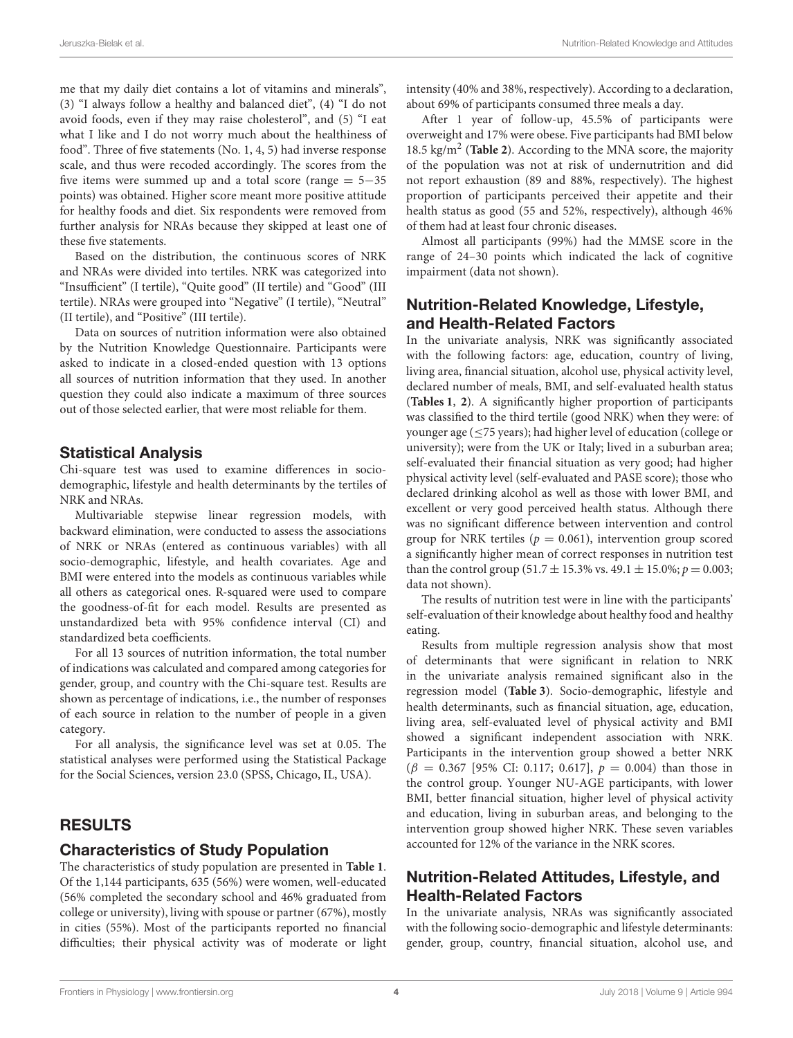me that my daily diet contains a lot of vitamins and minerals", (3) "I always follow a healthy and balanced diet", (4) "I do not avoid foods, even if they may raise cholesterol", and (5) "I eat what I like and I do not worry much about the healthiness of food". Three of five statements (No. 1, 4, 5) had inverse response scale, and thus were recoded accordingly. The scores from the five items were summed up and a total score (range = 5−35 points) was obtained. Higher score meant more positive attitude for healthy foods and diet. Six respondents were removed from further analysis for NRAs because they skipped at least one of these five statements.

Based on the distribution, the continuous scores of NRK and NRAs were divided into tertiles. NRK was categorized into "Insufficient" (I tertile), "Quite good" (II tertile) and "Good" (III tertile). NRAs were grouped into "Negative" (I tertile), "Neutral" (II tertile), and "Positive" (III tertile).

Data on sources of nutrition information were also obtained by the Nutrition Knowledge Questionnaire. Participants were asked to indicate in a closed-ended question with 13 options all sources of nutrition information that they used. In another question they could also indicate a maximum of three sources out of those selected earlier, that were most reliable for them.

## Statistical Analysis

Chi-square test was used to examine differences in socio-demographic, lifestyle and health determinants by the tertiles of NRK and NRAs.

Multivariable stepwise linear regression models, with backward elimination, were conducted to assess the associations of NRK or NRAs (entered as continuous variables) with all socio-demographic, lifestyle, and health covariates. Age and BMI were entered into the models as continuous variables while all others as categorical ones. R-squared were used to compare the goodness-of-fit for each model. Results are presented as unstandardized beta with 95% confidence interval (CI) and standardized beta coefficients.

For all 13 sources of nutrition information, the total number of indications was calculated and compared among categories for gender, group, and country with the Chi-square test. Results are shown as percentage of indications, i.e., the number of responses of each source in relation to the number of people in a given category.

For all analysis, the significance level was set at 0.05. The statistical analyses were performed using the Statistical Package for the Social Sciences, version 23.0 (SPSS, Chicago, IL, USA).

# RESULTS

## Characteristics of Study Population

The characteristics of study population are presented in **Table 1**. Of the 1,144 participants, 635 (56%) were women, well-educated (56% completed the secondary school and 46% graduated from college or university), living with spouse or partner (67%), mostly in cities (55%). Most of the participants reported no financial difficulties; their physical activity was of moderate or light intensity (40% and 38%, respectively). According to a declaration, about 69% of participants consumed three meals a day.

After 1 year of follow-up, 45.5% of participants were overweight and 17% were obese. Five participants had BMI below 18.5 $kg/m^2$ (**Table 2**). According to the MNA score, the majority of the population was not at risk of undernutrition and did not report exhaustion (89 and 88%, respectively). The highest proportion of participants perceived their appetite and their health status as good (55 and 52%, respectively), although 46% of them had at least four chronic diseases.

Almost all participants (99%) had the MMSE score in the range of 24–30 points which indicated the lack of cognitive impairment (data not shown).

## Nutrition-Related Knowledge, Lifestyle, and Health-Related Factors

In the univariate analysis, NRK was significantly associated with the following factors: age, education, country of living, living area, financial situation, alcohol use, physical activity level, declared number of meals, BMI, and self-evaluated health status (**Tables 1**, **2**). A significantly higher proportion of participants was classified to the third tertile (good NRK) when they were: of younger age (≤75 years); had higher level of education (college or university); were from the UK or Italy; lived in a suburban area; self-evaluated their financial situation as very good; had higher physical activity level (self-evaluated and PASE score); those who declared drinking alcohol as well as those with lower BMI, and excellent or very good perceived health status. Although there was no significant difference between intervention and control group for NRK tertiles ($p = 0.061$), intervention group scored a significantly higher mean of correct responses in nutrition test than the control group (51.7 ± 15.3% vs. 49.1 ± 15.0%; $p = 0.003$; data not shown).

The results of nutrition test were in line with the participants' self-evaluation of their knowledge about healthy food and healthy eating.

Results from multiple regression analysis show that most of determinants that were significant in relation to NRK in the univariate analysis remained significant also in the regression model (**Table 3**). Socio-demographic, lifestyle and health determinants, such as financial situation, age, education, living area, self-evaluated level of physical activity and BMI showed a significant independent association with NRK. Participants in the intervention group showed a better NRK ($\beta = 0.367$ [95% CI: 0.117; 0.617], $p = 0.004$) than those in the control group. Younger NU-AGE participants, with lower BMI, better financial situation, higher level of physical activity and education, living in suburban areas, and belonging to the intervention group showed higher NRK. These seven variables accounted for 12% of the variance in the NRK scores.

## Nutrition-Related Attitudes, Lifestyle, and Health-Related Factors

In the univariate analysis, NRAs was significantly associated with the following socio-demographic and lifestyle determinants: gender, group, country, financial situation, alcohol use, and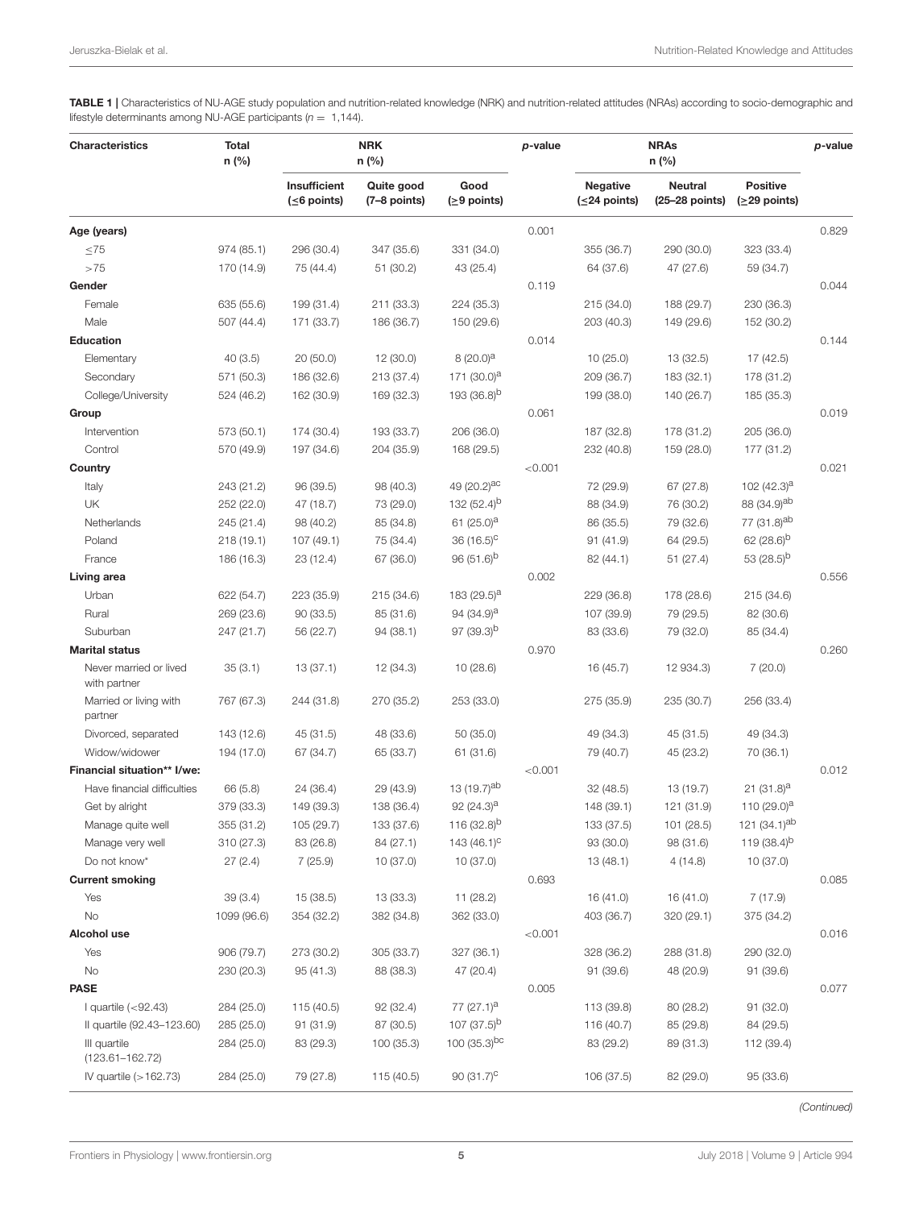**TABLE 1 |** Characteristics of NU-AGE study population and nutrition-related knowledge (NRK) and nutrition-related attitudes (NRAs) according to socio-demographic and lifestyle determinants among NU-AGE participants ($n = 1,144$).

| Characteristics | Total n (%) | NRK n (%) | | | p-value | NRAs n (%) | | | p-value |
|---|---|---|---|---|---|---|---|---|---|
| | | Insufficient (≤6 points) | Quite good (7–8 points) | Good (≥9 points) | | Negative (≤24 points) | Neutral (25–28 points) | Positive (≥29 points) | |
| **Age (years)** | | | | | 0.001 | | | | 0.829 |
| ≤75 | 974 (85.1) | 296 (30.4) | 347 (35.6) | 331 (34.0) | | 355 (36.7) | 290 (30.0) | 323 (33.4) | |
| >75 | 170 (14.9) | 75 (44.4) | 51 (30.2) | 43 (25.4) | | 64 (37.6) | 47 (27.6) | 59 (34.7) | |
| **Gender** | | | | | 0.119 | | | | 0.044 |
| Female | 635 (55.6) | 199 (31.4) | 211 (33.3) | 224 (35.3) | | 215 (34.0) | 188 (29.7) | 230 (36.3) | |
| Male | 507 (44.4) | 171 (33.7) | 186 (36.7) | 150 (29.6) | | 203 (40.3) | 149 (29.6) | 152 (30.2) | |
| **Education** | | | | | 0.014 | | | | 0.144 |
| Elementary | 40 (3.5) | 20 (50.0) | 12 (30.0) | 8 (20.0)[a] | | 10 (25.0) | 13 (32.5) | 17 (42.5) | |
| Secondary | 571 (50.3) | 186 (32.6) | 213 (37.4) | 171 (30.0)[a] | | 209 (36.7) | 183 (32.1) | 178 (31.2) | |
| College/University | 524 (46.2) | 162 (30.9) | 169 (32.3) | 193 (36.8)[b] | | 199 (38.0) | 140 (26.7) | 185 (35.3) | |
| **Group** | | | | | 0.061 | | | | 0.019 |
| Intervention | 573 (50.1) | 174 (30.4) | 193 (33.7) | 206 (36.0) | | 187 (32.8) | 178 (31.2) | 205 (36.0) | |
| Control | 570 (49.9) | 197 (34.6) | 204 (35.9) | 168 (29.5) | | 232 (40.8) | 159 (28.0) | 177 (31.2) | |
| **Country** | | | | | <0.001 | | | | 0.021 |
| Italy | 243 (21.2) | 96 (39.5) | 98 (40.3) | 49 (20.2)[ac] | | 72 (29.9) | 67 (27.8) | 102 (42.3)[a] | |
| UK | 252 (22.0) | 47 (18.7) | 73 (29.0) | 132 (52.4)[b] | | 88 (34.9) | 76 (30.2) | 88 (34.9)[ab] | |
| Netherlands | 245 (21.4) | 98 (40.2) | 85 (34.8) | 61 (25.0)[a] | | 86 (35.5) | 79 (32.6) | 77 (31.8)[ab] | |
| Poland | 218 (19.1) | 107 (49.1) | 75 (34.4) | 36 (16.5)[c] | | 91 (41.9) | 64 (29.5) | 62 (28.6)[b] | |
| France | 186 (16.3) | 23 (12.4) | 67 (36.0) | 96 (51.6)[b] | | 82 (44.1) | 51 (27.4) | 53 (28.5)[b] | |
| **Living area** | | | | | 0.002 | | | | 0.556 |
| Urban | 622 (54.7) | 223 (35.9) | 215 (34.6) | 183 (29.5)[a] | | 229 (36.8) | 178 (28.6) | 215 (34.6) | |
| Rural | 269 (23.6) | 90 (33.5) | 85 (31.6) | 94 (34.9)[a] | | 107 (39.9) | 79 (29.5) | 82 (30.6) | |
| Suburban | 247 (21.7) | 56 (22.7) | 94 (38.1) | 97 (39.3)[b] | | 83 (33.6) | 79 (32.0) | 85 (34.4) | |
| **Marital status** | | | | | 0.970 | | | | 0.260 |
| Never married or lived with partner | 35 (3.1) | 13 (37.1) | 12 (34.3) | 10 (28.6) | | 16 (45.7) | 12 934.3) | 7 (20.0) | |
| Married or living with partner | 767 (67.3) | 244 (31.8) | 270 (35.2) | 253 (33.0) | | 275 (35.9) | 235 (30.7) | 256 (33.4) | |
| Divorced, separated | 143 (12.6) | 45 (31.5) | 48 (33.6) | 50 (35.0) | | 49 (34.3) | 45 (31.5) | 49 (34.3) | |
| Widow/widower | 194 (17.0) | 67 (34.7) | 65 (33.7) | 61 (31.6) | | 79 (40.7) | 45 (23.2) | 70 (36.1) | |
| **Financial situation** I/we:** | | | | | <0.001 | | | | 0.012 |
| Have financial difficulties | 66 (5.8) | 24 (36.4) | 29 (43.9) | 13 (19.7)[ab] | | 32 (48.5) | 13 (19.7) | 21 (31.8)[a] | |
| Get by alright | 379 (33.3) | 149 (39.3) | 138 (36.4) | 92 (24.3)[a] | | 148 (39.1) | 121 (31.9) | 110 (29.0)[a] | |
| Manage quite well | 355 (31.2) | 105 (29.7) | 133 (37.6) | 116 (32.8)[b] | | 133 (37.5) | 101 (28.5) | 121 (34.1)[ab] | |
| Manage very well | 310 (27.3) | 83 (26.8) | 84 (27.1) | 143 (46.1)[c] | | 93 (30.0) | 98 (31.6) | 119 (38.4)[b] | |
| Do not know* | 27 (2.4) | 7 (25.9) | 10 (37.0) | 10 (37.0) | | 13 (48.1) | 4 (14.8) | 10 (37.0) | |
| **Current smoking** | | | | | 0.693 | | | | 0.085 |
| Yes | 39 (3.4) | 15 (38.5) | 13 (33.3) | 11 (28.2) | | 16 (41.0) | 16 (41.0) | 7 (17.9) | |
| No | 1099 (96.6) | 354 (32.2) | 382 (34.8) | 362 (33.0) | | 403 (36.7) | 320 (29.1) | 375 (34.2) | |
| **Alcohol use** | | | | | <0.001 | | | | 0.016 |
| Yes | 906 (79.7) | 273 (30.2) | 305 (33.7) | 327 (36.1) | | 328 (36.2) | 288 (31.8) | 290 (32.0) | |
| No | 230 (20.3) | 95 (41.3) | 88 (38.3) | 47 (20.4) | | 91 (39.6) | 48 (20.9) | 91 (39.6) | |
| **PASE** | | | | | 0.005 | | | | 0.077 |
| I quartile (<92.43) | 284 (25.0) | 115 (40.5) | 92 (32.4) | 77 (27.1)[a] | | 113 (39.8) | 80 (28.2) | 91 (32.0) | |
| II quartile (92.43–123.60) | 285 (25.0) | 91 (31.9) | 87 (30.5) | 107 (37.5)[b] | | 116 (40.7) | 85 (29.8) | 84 (29.5) | |
| III quartile (123.61–162.72) | 284 (25.0) | 83 (29.3) | 100 (35.3) | 100 (35.3)[bc] | | 83 (29.2) | 89 (31.3) | 112 (39.4) | |
| IV quartile (>162.73) | 284 (25.0) | 79 (27.8) | 115 (40.5) | 90 (31.7)[c] | | 106 (37.5) | 82 (29.0) | 95 (33.6) | |

*(Continued)*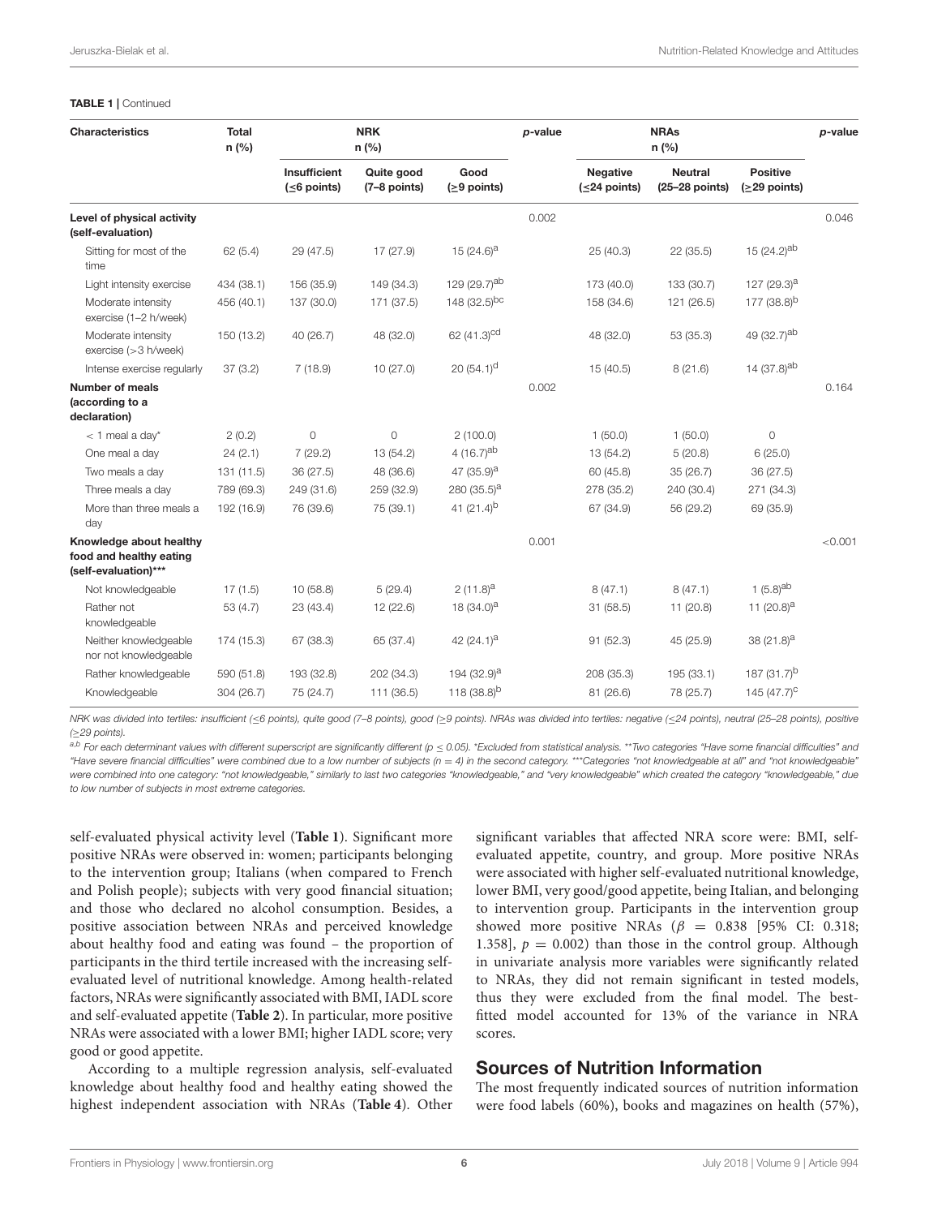**TABLE 1 |** Continued

| Characteristics | Total n (%) | NRK n (%) | | | p-value | NRAs n (%) | | | p-value |
|---|---|---|---|---|---|---|---|---|---|
| | | Insufficient (≤6 points) | Quite good (7–8 points) | Good (≥9 points) | | Negative (≤24 points) | Neutral (25–28 points) | Positive (≥29 points) | |
| **Level of physical activity (self-evaluation)** | | | | | 0.002 | | | | 0.046 |
| Sitting for most of the time | 62 (5.4) | 29 (47.5) | 17 (27.9) | 15 (24.6)[a] | | 25 (40.3) | 22 (35.5) | 15 (24.2)[ab] | |
| Light intensity exercise | 434 (38.1) | 156 (35.9) | 149 (34.3) | 129 (29.7)[ab] | | 173 (40.0) | 133 (30.7) | 127 (29.3)[a] | |
| Moderate intensity exercise (1–2 h/week) | 456 (40.1) | 137 (30.0) | 171 (37.5) | 148 (32.5)[bc] | | 158 (34.6) | 121 (26.5) | 177 (38.8)[b] | |
| Moderate intensity exercise (>3 h/week) | 150 (13.2) | 40 (26.7) | 48 (32.0) | 62 (41.3)[cd] | | 48 (32.0) | 53 (35.3) | 49 (32.7)[ab] | |
| Intense exercise regularly | 37 (3.2) | 7 (18.9) | 10 (27.0) | 20 (54.1)[d] | | 15 (40.5) | 8 (21.6) | 14 (37.8)[ab] | |
| **Number of meals (according to a declaration)** | | | | | 0.002 | | | | 0.164 |
| < 1 meal a day* | 2 (0.2) | 0 | 0 | 2 (100.0) | | 1 (50.0) | 1 (50.0) | 0 | |
| One meal a day | 24 (2.1) | 7 (29.2) | 13 (54.2) | 4 (16.7)[ab] | | 13 (54.2) | 5 (20.8) | 6 (25.0) | |
| Two meals a day | 131 (11.5) | 36 (27.5) | 48 (36.6) | 47 (35.9)[a] | | 60 (45.8) | 35 (26.7) | 36 (27.5) | |
| Three meals a day | 789 (69.3) | 249 (31.6) | 259 (32.9) | 280 (35.5)[a] | | 278 (35.2) | 240 (30.4) | 271 (34.3) | |
| More than three meals a day | 192 (16.9) | 76 (39.6) | 75 (39.1) | 41 (21.4)[b] | | 67 (34.9) | 56 (29.2) | 69 (35.9) | |
| **Knowledge about healthy food and healthy eating (self-evaluation)*** | | | | | 0.001 | | | | <0.001 |
| Not knowledgeable | 17 (1.5) | 10 (58.8) | 5 (29.4) | 2 (11.8)[a] | | 8 (47.1) | 8 (47.1) | 1 (5.8)[ab] | |
| Rather not knowledgeable | 53 (4.7) | 23 (43.4) | 12 (22.6) | 18 (34.0)[a] | | 31 (58.5) | 11 (20.8) | 11 (20.8)[a] | |
| Neither knowledgeable nor not knowledgeable | 174 (15.3) | 67 (38.3) | 65 (37.4) | 42 (24.1)[a] | | 91 (52.3) | 45 (25.9) | 38 (21.8)[a] | |
| Rather knowledgeable | 590 (51.8) | 193 (32.8) | 202 (34.3) | 194 (32.9)[a] | | 208 (35.3) | 195 (33.1) | 187 (31.7)[b] | |
| Knowledgeable | 304 (26.7) | 75 (24.7) | 111 (36.5) | 118 (38.8)[b] | | 81 (26.6) | 78 (25.7) | 145 (47.7)[c] | |

*NRK was divided into tertiles: insufficient (≤6 points), quite good (7–8 points), good (≥9 points). NRAs was divided into tertiles: negative (≤24 points), neutral (25–28 points), positive (≥29 points).*

*[a,b] For each determinant values with different superscript are significantly different (p ≤ 0.05). *Excluded from statistical analysis. **Two categories "Have some financial difficulties" and "Have severe financial difficulties" were combined due to a low number of subjects (n = 4) in the second category. ***Categories "not knowledgeable at all" and "not knowledgeable" were combined into one category: "not knowledgeable," similarly to last two categories "knowledgeable," and "very knowledgeable" which created the category "knowledgeable," due to low number of subjects in most extreme categories.*

self-evaluated physical activity level (**Table 1**). Significant more positive NRAs were observed in: women; participants belonging to the intervention group; Italians (when compared to French and Polish people); subjects with very good financial situation; and those who declared no alcohol consumption. Besides, a positive association between NRAs and perceived knowledge about healthy food and eating was found – the proportion of participants in the third tertile increased with the increasing self-evaluated level of nutritional knowledge. Among health-related factors, NRAs were significantly associated with BMI, IADL score and self-evaluated appetite (**Table 2**). In particular, more positive NRAs were associated with a lower BMI; higher IADL score; very good or good appetite.

According to a multiple regression analysis, self-evaluated knowledge about healthy food and healthy eating showed the highest independent association with NRAs (**Table 4**). Other significant variables that affected NRA score were: BMI, self-evaluated appetite, country, and group. More positive NRAs were associated with higher self-evaluated nutritional knowledge, lower BMI, very good/good appetite, being Italian, and belonging to intervention group. Participants in the intervention group showed more positive NRAs ($\beta = 0.838$ [95% CI: 0.318; 1.358], $p = 0.002$) than those in the control group. Although in univariate analysis more variables were significantly related to NRAs, they did not remain significant in tested models, thus they were excluded from the final model. The best-fitted model accounted for 13% of the variance in NRA scores.

## Sources of Nutrition Information

The most frequently indicated sources of nutrition information were food labels (60%), books and magazines on health (57%),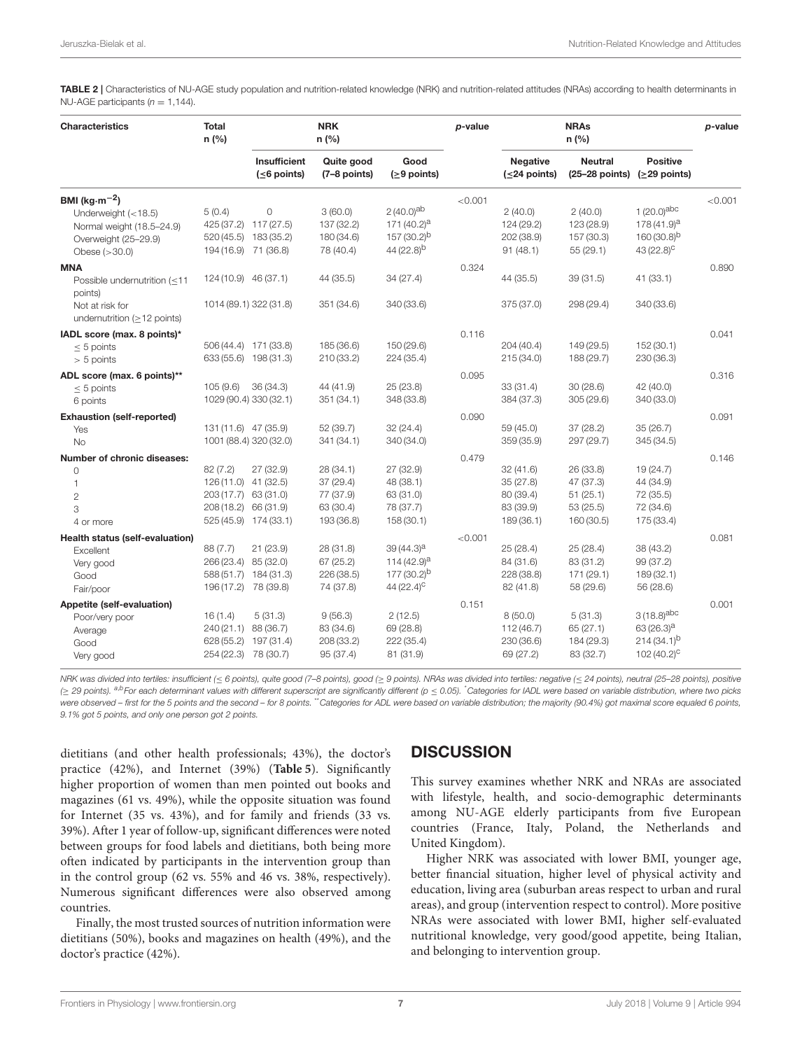**TABLE 2 |** Characteristics of NU-AGE study population and nutrition-related knowledge (NRK) and nutrition-related attitudes (NRAs) according to health determinants in NU-AGE participants ($n = 1,144$).

| Characteristics | Total n (%) | NRK n (%) | | | p-value | NRAs n (%) | | | p-value |
|---|---|---|---|---|---|---|---|---|---|
| | | Insufficient (≤6 points) | Quite good (7–8 points) | Good (≥9 points) | | Negative (≤24 points) | Neutral (25–28 points) | Positive (≥29 points) | |
| **BMI (kg·m$^{-2}$)** | | | | | <0.001 | | | | <0.001 |
| Underweight (<18.5) | 5 (0.4) | 0 | 3 (60.0) | 2 (40.0)$^{ab}$ | | 2 (40.0) | 2 (40.0) | 1 (20.0)$^{abc}$ | |
| Normal weight (18.5–24.9) | 425 (37.2) | 117 (27.5) | 137 (32.2) | 171 (40.2)$^{a}$ | | 124 (29.2) | 123 (28.9) | 178 (41.9)$^{a}$ | |
| Overweight (25–29.9) | 520 (45.5) | 183 (35.2) | 180 (34.6) | 157 (30.2)$^{b}$ | | 202 (38.9) | 157 (30.3) | 160 (30.8)$^{b}$ | |
| Obese (>30.0) | 194 (16.9) | 71 (36.8) | 78 (40.4) | 44 (22.8)$^{b}$ | | 91 (48.1) | 55 (29.1) | 43 (22.8)$^{c}$ | |
| **MNA** | | | | | 0.324 | | | | 0.890 |
| Possible undernutrition (≤11 points) | 124 (10.9) | 46 (37.1) | 44 (35.5) | 34 (27.4) | | 44 (35.5) | 39 (31.5) | 41 (33.1) | |
| Not at risk for undernutrition (≥12 points) | 1014 (89.1) | 322 (31.8) | 351 (34.6) | 340 (33.6) | | 375 (37.0) | 298 (29.4) | 340 (33.6) | |
| **IADL score (max. 8 points)*** | | | | | 0.116 | | | | 0.041 |
| ≤ 5 points | 506 (44.4) | 171 (33.8) | 185 (36.6) | 150 (29.6) | | 204 (40.4) | 149 (29.5) | 152 (30.1) | |
| > 5 points | 633 (55.6) | 198 (31.3) | 210 (33.2) | 224 (35.4) | | 215 (34.0) | 188 (29.7) | 230 (36.3) | |
| **ADL score (max. 6 points)**** | | | | | 0.095 | | | | 0.316 |
| ≤ 5 points | 105 (9.6) | 36 (34.3) | 44 (41.9) | 25 (23.8) | | 33 (31.4) | 30 (28.6) | 42 (40.0) | |
| 6 points | 1029 (90.4) | 330 (32.1) | 351 (34.1) | 348 (33.8) | | 384 (37.3) | 305 (29.6) | 340 (33.0) | |
| **Exhaustion (self-reported)** | | | | | 0.090 | | | | 0.091 |
| Yes | 131 (11.6) | 47 (35.9) | 52 (39.7) | 32 (24.4) | | 59 (45.0) | 37 (28.2) | 35 (26.7) | |
| No | 1001 (88.4) | 320 (32.0) | 341 (34.1) | 340 (34.0) | | 359 (35.9) | 297 (29.7) | 345 (34.5) | |
| **Number of chronic diseases:** | | | | | 0.479 | | | | 0.146 |
| 0 | 82 (7.2) | 27 (32.9) | 28 (34.1) | 27 (32.9) | | 32 (41.6) | 26 (33.8) | 19 (24.7) | |
| 1 | 126 (11.0) | 41 (32.5) | 37 (29.4) | 48 (38.1) | | 35 (27.8) | 47 (37.3) | 44 (34.9) | |
| 2 | 203 (17.7) | 63 (31.0) | 77 (37.9) | 63 (31.0) | | 80 (39.4) | 51 (25.1) | 72 (35.5) | |
| 3 | 208 (18.2) | 66 (31.9) | 63 (30.4) | 78 (37.7) | | 83 (39.9) | 53 (25.5) | 72 (34.6) | |
| 4 or more | 525 (45.9) | 174 (33.1) | 193 (36.8) | 158 (30.1) | | 189 (36.1) | 160 (30.5) | 175 (33.4) | |
| **Health status (self-evaluation)** | | | | | <0.001 | | | | 0.081 |
| Excellent | 88 (7.7) | 21 (23.9) | 28 (31.8) | 39 (44.3)$^{a}$ | | 25 (28.4) | 25 (28.4) | 38 (43.2) | |
| Very good | 266 (23.4) | 85 (32.0) | 67 (25.2) | 114 (42.9)$^{a}$ | | 84 (31.6) | 83 (31.2) | 99 (37.2) | |
| Good | 588 (51.7) | 184 (31.3) | 226 (38.5) | 177 (30.2)$^{b}$ | | 228 (38.8) | 171 (29.1) | 189 (32.1) | |
| Fair/poor | 196 (17.2) | 78 (39.8) | 74 (37.8) | 44 (22.4)$^{c}$ | | 82 (41.8) | 58 (29.6) | 56 (28.6) | |
| **Appetite (self-evaluation)** | | | | | 0.151 | | | | 0.001 |
| Poor/very poor | 16 (1.4) | 5 (31.3) | 9 (56.3) | 2 (12.5) | | 8 (50.0) | 5 (31.3) | 3 (18.8)$^{abc}$ | |
| Average | 240 (21.1) | 88 (36.7) | 83 (34.6) | 69 (28.8) | | 112 (46.7) | 65 (27.1) | 63 (26.3)$^{a}$ | |
| Good | 628 (55.2) | 197 (31.4) | 208 (33.2) | 222 (35.4) | | 230 (36.6) | 184 (29.3) | 214 (34.1)$^{b}$ | |
| Very good | 254 (22.3) | 78 (30.7) | 95 (37.4) | 81 (31.9) | | 69 (27.2) | 83 (32.7) | 102 (40.2)$^{c}$ | |

*NRK was divided into tertiles: insufficient (≤ 6 points), quite good (7–8 points), good (≥ 9 points). NRAs was divided into tertiles: negative (≤ 24 points), neutral (25–28 points), positive (≥ 29 points).* [a,b]*For each determinant values with different superscript are significantly different (p ≤ 0.05).* \**Categories for IADL were based on variable distribution, where two picks were observed – first for the 5 points and the second – for 8 points.* \*\**Categories for ADL were based on variable distribution; the majority (90.4%) got maximal score equaled 6 points, 9.1% got 5 points, and only one person got 2 points.*

dietitians (and other health professionals; 43%), the doctor's practice (42%), and Internet (39%) (**Table 5**). Significantly higher proportion of women than men pointed out books and magazines (61 vs. 49%), while the opposite situation was found for Internet (35 vs. 43%), and for family and friends (33 vs. 39%). After 1 year of follow-up, significant differences were noted between groups for food labels and dietitians, both being more often indicated by participants in the intervention group than in the control group (62 vs. 55% and 46 vs. 38%, respectively). Numerous significant differences were also observed among countries.

Finally, the most trusted sources of nutrition information were dietitians (50%), books and magazines on health (49%), and the doctor's practice (42%).

## DISCUSSION

This survey examines whether NRK and NRAs are associated with lifestyle, health, and socio-demographic determinants among NU-AGE elderly participants from five European countries (France, Italy, Poland, the Netherlands and United Kingdom).

Higher NRK was associated with lower BMI, younger age, better financial situation, higher level of physical activity and education, living area (suburban areas respect to urban and rural areas), and group (intervention respect to control). More positive NRAs were associated with lower BMI, higher self-evaluated nutritional knowledge, very good/good appetite, being Italian, and belonging to intervention group.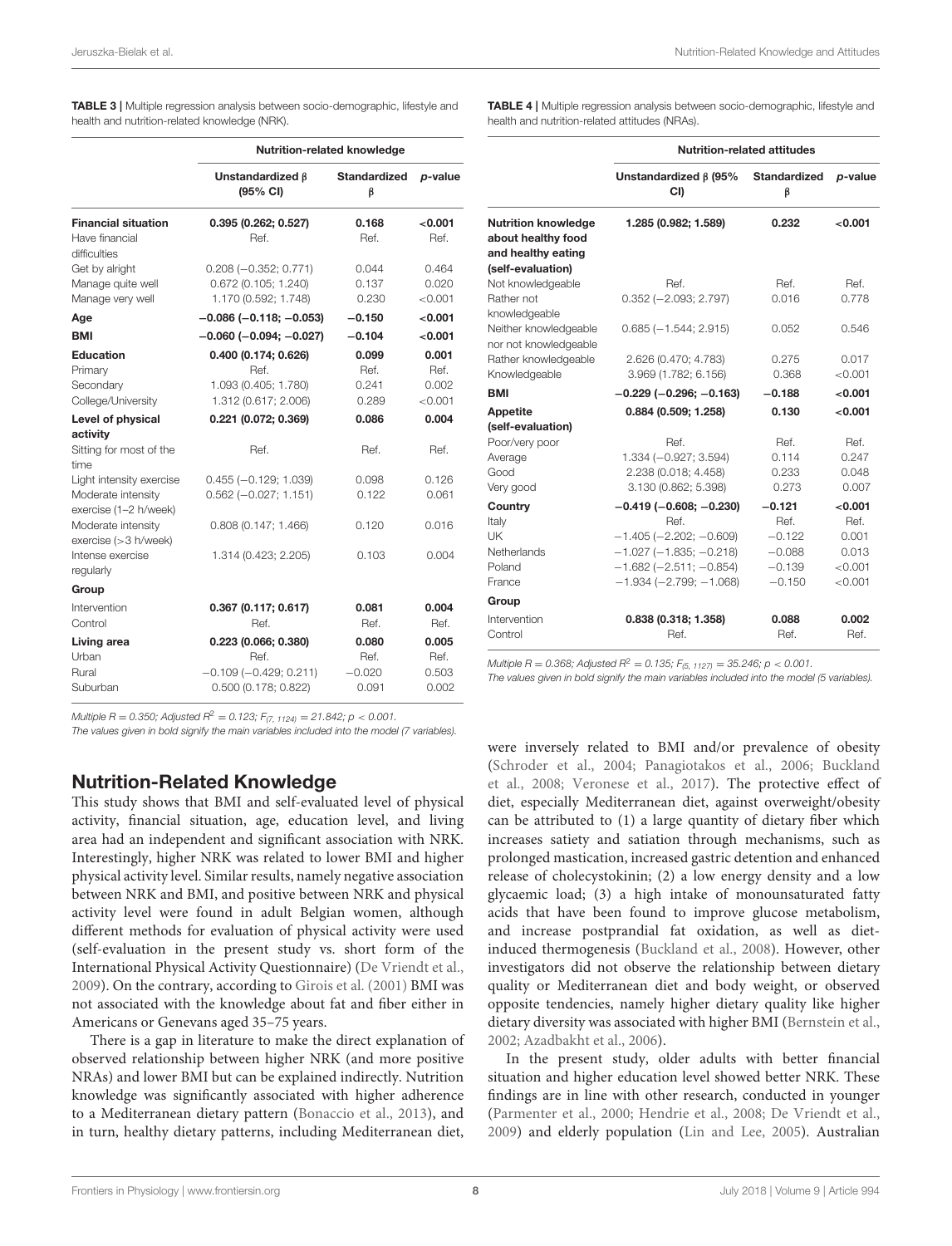**TABLE 3 |** Multiple regression analysis between socio-demographic, lifestyle and health and nutrition-related knowledge (NRK).

| | Nutrition-related knowledge | | |
|---|---|---|---|
| | Unstandardized β (95% CI) | Standardized β | p-value |
| **Financial situation** | **0.395 (0.262; 0.527)** | **0.168** | **<0.001** |
| Have financial difficulties | Ref. | Ref. | Ref. |
| Get by alright | 0.208 (−0.352; 0.771) | 0.044 | 0.464 |
| Manage quite well | 0.672 (0.105; 1.240) | 0.137 | 0.020 |
| Manage very well | 1.170 (0.592; 1.748) | 0.230 | <0.001 |
| **Age** | **−0.086 (−0.118; −0.053)** | **−0.150** | **<0.001** |
| **BMI** | **−0.060 (−0.094; −0.027)** | **−0.104** | **<0.001** |
| **Education** | **0.400 (0.174; 0.626)** | **0.099** | **0.001** |
| Primary | Ref. | Ref. | Ref. |
| Secondary | 1.093 (0.405; 1.780) | 0.241 | 0.002 |
| College/University | 1.312 (0.617; 2.006) | 0.289 | <0.001 |
| **Level of physical activity** | **0.221 (0.072; 0.369)** | **0.086** | **0.004** |
| Sitting for most of the time | Ref. | Ref. | Ref. |
| Light intensity exercise | 0.455 (−0.129; 1.039) | 0.098 | 0.126 |
| Moderate intensity exercise (1–2 h/week) | 0.562 (−0.027; 1.151) | 0.122 | 0.061 |
| Moderate intensity exercise (>3 h/week) | 0.808 (0.147; 1.466) | 0.120 | 0.016 |
| Intense exercise regularly | 1.314 (0.423; 2.205) | 0.103 | 0.004 |
| **Group** | | | |
| Intervention | **0.367 (0.117; 0.617)** | **0.081** | **0.004** |
| Control | Ref. | Ref. | Ref. |
| **Living area** | **0.223 (0.066; 0.380)** | **0.080** | **0.005** |
| Urban | Ref. | Ref. | Ref. |
| Rural | −0.109 (−0.429; 0.211) | −0.020 | 0.503 |
| Suburban | 0.500 (0.178; 0.822) | 0.091 | 0.002 |

*Multiple R = 0.350; Adjusted $R^2 = 0.123$; $F_{(7, 1124)} = 21.842$; $p < 0.001$.*
*The values given in bold signify the main variables included into the model (7 variables).*

**TABLE 4 |** Multiple regression analysis between socio-demographic, lifestyle and health and nutrition-related attitudes (NRAs).

| | Nutrition-related attitudes | | |
|---|---|---|---|
| | Unstandardized β (95% CI) | Standardized β | p-value |
| **Nutrition knowledge about healthy food and healthy eating (self-evaluation)** | **1.285 (0.982; 1.589)** | **0.232** | **<0.001** |
| Not knowledgeable | Ref. | Ref. | Ref. |
| Rather not knowledgeable | 0.352 (−2.093; 2.797) | 0.016 | 0.778 |
| Neither knowledgeable nor not knowledgeable | 0.685 (−1.544; 2.915) | 0.052 | 0.546 |
| Rather knowledgeable | 2.626 (0.470; 4.783) | 0.275 | 0.017 |
| Knowledgeable | 3.969 (1.782; 6.156) | 0.368 | <0.001 |
| **BMI** | **−0.229 (−0.296; −0.163)** | **−0.188** | **<0.001** |
| **Appetite (self-evaluation)** | **0.884 (0.509; 1.258)** | **0.130** | **<0.001** |
| Poor/very poor | Ref. | Ref. | Ref. |
| Average | 1.334 (−0.927; 3.594) | 0.114 | 0.247 |
| Good | 2.238 (0.018; 4.458) | 0.233 | 0.048 |
| Very good | 3.130 (0.862; 5.398) | 0.273 | 0.007 |
| **Country** | **−0.419 (−0.608; −0.230)** | **−0.121** | **<0.001** |
| Italy | Ref. | Ref. | Ref. |
| UK | −1.405 (−2.202; −0.609) | −0.122 | 0.001 |
| Netherlands | −1.027 (−1.835; −0.218) | −0.088 | 0.013 |
| Poland | −1.682 (−2.511; −0.854) | −0.139 | <0.001 |
| France | −1.934 (−2.799; −1.068) | −0.150 | <0.001 |
| **Group** | | | |
| Intervention | **0.838 (0.318; 1.358)** | **0.088** | **0.002** |
| Control | Ref. | Ref. | Ref. |

*Multiple R = 0.368; Adjusted $R^2 = 0.135$; $F_{(5, 1127)} = 35.246$; $p < 0.001$.*
*The values given in bold signify the main variables included into the model (5 variables).*

## Nutrition-Related Knowledge

This study shows that BMI and self-evaluated level of physical activity, financial situation, age, education level, and living area had an independent and significant association with NRK. Interestingly, higher NRK was related to lower BMI and higher physical activity level. Similar results, namely negative association between NRK and BMI, and positive between NRK and physical activity level were found in adult Belgian women, although different methods for evaluation of physical activity were used (self-evaluation in the present study vs. short form of the International Physical Activity Questionnaire) (De Vriendt et al., 2009). On the contrary, according to Girois et al. (2001) BMI was not associated with the knowledge about fat and fiber either in Americans or Genevans aged 35–75 years.

There is a gap in literature to make the direct explanation of observed relationship between higher NRK (and more positive NRAs) and lower BMI but can be explained indirectly. Nutrition knowledge was significantly associated with higher adherence to a Mediterranean dietary pattern (Bonaccio et al., 2013), and in turn, healthy dietary patterns, including Mediterranean diet, were inversely related to BMI and/or prevalence of obesity (Schroder et al., 2004; Panagiotakos et al., 2006; Buckland et al., 2008; Veronese et al., 2017). The protective effect of diet, especially Mediterranean diet, against overweight/obesity can be attributed to (1) a large quantity of dietary fiber which increases satiety and satiation through mechanisms, such as prolonged mastication, increased gastric detention and enhanced release of cholecystokinin; (2) a low energy density and a low glycaemic load; (3) a high intake of monounsaturated fatty acids that have been found to improve glucose metabolism, and increase postprandial fat oxidation, as well as diet-induced thermogenesis (Buckland et al., 2008). However, other investigators did not observe the relationship between dietary quality or Mediterranean diet and body weight, or observed opposite tendencies, namely higher dietary quality like higher dietary diversity was associated with higher BMI (Bernstein et al., 2002; Azadbakht et al., 2006).

In the present study, older adults with better financial situation and higher education level showed better NRK. These findings are in line with other research, conducted in younger (Parmenter et al., 2000; Hendrie et al., 2008; De Vriendt et al., 2009) and elderly population (Lin and Lee, 2005). Australian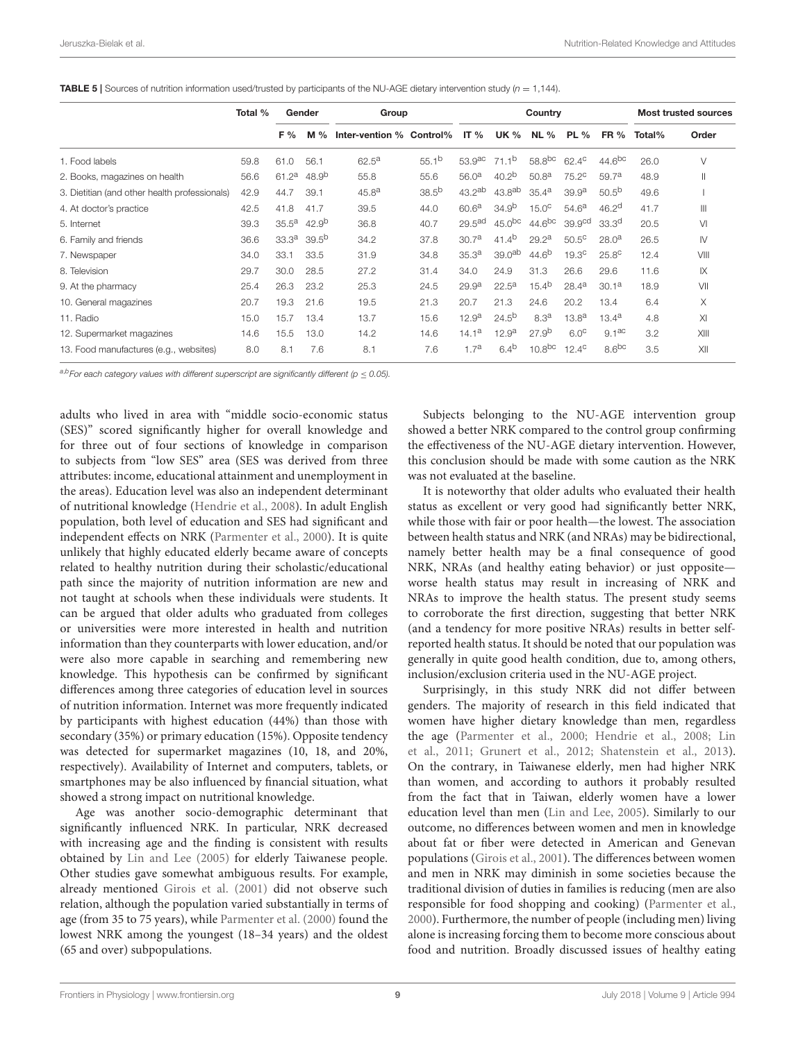**TABLE 5** | Sources of nutrition information used/trusted by participants of the NU-AGE dietary intervention study ($n$ = 1,144).

| | Total % | Gender | | Group | | Country | | | | | Most trusted sources | |
|---|---|---|---|---|---|---|---|---|---|---|---|---|
| | | F % | M % | Inter-vention % | Control% | IT % | UK % | NL % | PL % | FR % | Total% | Order |
| 1. Food labels | 59.8 | 61.0 | 56.1 | 62.5[a] | 55.1[b] | 53.9[ac] | 71.1[b] | 58.8[bc] | 62.4[c] | 44.6[bc] | 26.0 | V |
| 2. Books, magazines on health | 56.6 | 61.2[a] | 48.9[b] | 55.8 | 55.6 | 56.0[a] | 40.2[b] | 50.8[a] | 75.2[c] | 59.7[a] | 48.9 | II |
| 3. Dietitian (and other health professionals) | 42.9 | 44.7 | 39.1 | 45.8[a] | 38.5[b] | 43.2[ab] | 43.8[ab] | 35.4[a] | 39.9[a] | 50.5[b] | 49.6 | I |
| 4. At doctor's practice | 42.5 | 41.8 | 41.7 | 39.5 | 44.0 | 60.6[a] | 34.9[b] | 15.0[c] | 54.6[a] | 46.2[d] | 41.7 | III |
| 5. Internet | 39.3 | 35.5[a] | 42.9[b] | 36.8 | 40.7 | 29.5[ad] | 45.0[bc] | 44.6[bc] | 39.9[cd] | 33.3[d] | 20.5 | VI |
| 6. Family and friends | 36.6 | 33.3[a] | 39.5[b] | 34.2 | 37.8 | 30.7[a] | 41.4[b] | 29.2[a] | 50.5[c] | 28.0[a] | 26.5 | IV |
| 7. Newspaper | 34.0 | 33.1 | 33.5 | 31.9 | 34.8 | 35.3[a] | 39.0[ab] | 44.6[b] | 19.3[c] | 25.8[c] | 12.4 | VIII |
| 8. Television | 29.7 | 30.0 | 28.5 | 27.2 | 31.4 | 34.0 | 24.9 | 31.3 | 26.6 | 29.6 | 11.6 | IX |
| 9. At the pharmacy | 25.4 | 26.3 | 23.2 | 25.3 | 24.5 | 29.9[a] | 22.5[a] | 15.4[b] | 28.4[a] | 30.1[a] | 18.9 | VII |
| 10. General magazines | 20.7 | 19.3 | 21.6 | 19.5 | 21.3 | 20.7 | 21.3 | 24.6 | 20.2 | 13.4 | 6.4 | X |
| 11. Radio | 15.0 | 15.7 | 13.4 | 13.7 | 15.6 | 12.9[a] | 24.5[b] | 8.3[a] | 13.8[a] | 13.4[a] | 4.8 | XI |
| 12. Supermarket magazines | 14.6 | 15.5 | 13.0 | 14.2 | 14.6 | 14.1[a] | 12.9[a] | 27.9[b] | 6.0[c] | 9.1[ac] | 3.2 | XIII |
| 13. Food manufactures (e.g., websites) | 8.0 | 8.1 | 7.6 | 8.1 | 7.6 | 1.7[a] | 6.4[b] | 10.8[bc] | 12.4[c] | 8.6[bc] | 3.5 | XII |

[a,b]For each category values with different superscript are significantly different ($p \leq 0.05$).

adults who lived in area with "middle socio-economic status (SES)" scored significantly higher for overall knowledge and for three out of four sections of knowledge in comparison to subjects from "low SES" area (SES was derived from three attributes: income, educational attainment and unemployment in the areas). Education level was also an independent determinant of nutritional knowledge (Hendrie et al., 2008). In adult English population, both level of education and SES had significant and independent effects on NRK (Parmenter et al., 2000). It is quite unlikely that highly educated elderly became aware of concepts related to healthy nutrition during their scholastic/educational path since the majority of nutrition information are new and not taught at schools when these individuals were students. It can be argued that older adults who graduated from colleges or universities were more interested in health and nutrition information than they counterparts with lower education, and/or were also more capable in searching and remembering new knowledge. This hypothesis can be confirmed by significant differences among three categories of education level in sources of nutrition information. Internet was more frequently indicated by participants with highest education (44%) than those with secondary (35%) or primary education (15%). Opposite tendency was detected for supermarket magazines (10, 18, and 20%, respectively). Availability of Internet and computers, tablets, or smartphones may be also influenced by financial situation, what showed a strong impact on nutritional knowledge.

Age was another socio-demographic determinant that significantly influenced NRK. In particular, NRK decreased with increasing age and the finding is consistent with results obtained by Lin and Lee (2005) for elderly Taiwanese people. Other studies gave somewhat ambiguous results. For example, already mentioned Girois et al. (2001) did not observe such relation, although the population varied substantially in terms of age (from 35 to 75 years), while Parmenter et al. (2000) found the lowest NRK among the youngest (18–34 years) and the oldest (65 and over) subpopulations.

Subjects belonging to the NU-AGE intervention group showed a better NRK compared to the control group confirming the effectiveness of the NU-AGE dietary intervention. However, this conclusion should be made with some caution as the NRK was not evaluated at the baseline.

It is noteworthy that older adults who evaluated their health status as excellent or very good had significantly better NRK, while those with fair or poor health—the lowest. The association between health status and NRK (and NRAs) may be bidirectional, namely better health may be a final consequence of good NRK, NRAs (and healthy eating behavior) or just opposite—worse health status may result in increasing of NRK and NRAs to improve the health status. The present study seems to corroborate the first direction, suggesting that better NRK (and a tendency for more positive NRAs) results in better self-reported health status. It should be noted that our population was generally in quite good health condition, due to, among others, inclusion/exclusion criteria used in the NU-AGE project.

Surprisingly, in this study NRK did not differ between genders. The majority of research in this field indicated that women have higher dietary knowledge than men, regardless the age (Parmenter et al., 2000; Hendrie et al., 2008; Lin et al., 2011; Grunert et al., 2012; Shatenstein et al., 2013). On the contrary, in Taiwanese elderly, men had higher NRK than women, and according to authors it probably resulted from the fact that in Taiwan, elderly women have a lower education level than men (Lin and Lee, 2005). Similarly to our outcome, no differences between women and men in knowledge about fat or fiber were detected in American and Genevan populations (Girois et al., 2001). The differences between women and men in NRK may diminish in some societies because the traditional division of duties in families is reducing (men are also responsible for food shopping and cooking) (Parmenter et al., 2000). Furthermore, the number of people (including men) living alone is increasing forcing them to become more conscious about food and nutrition. Broadly discussed issues of healthy eating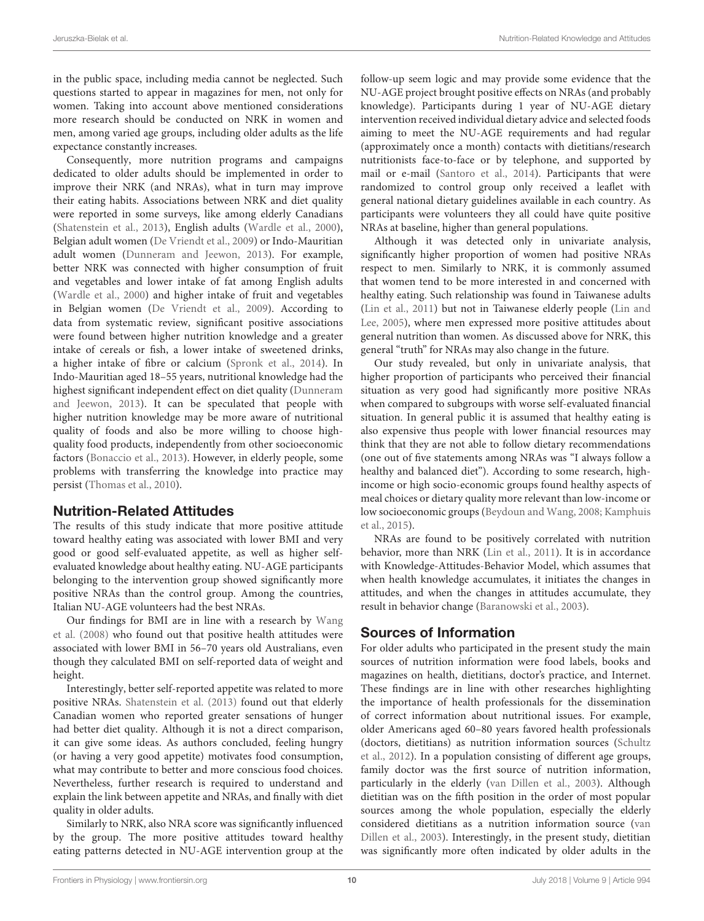in the public space, including media cannot be neglected. Such questions started to appear in magazines for men, not only for women. Taking into account above mentioned considerations more research should be conducted on NRK in women and men, among varied age groups, including older adults as the life expectance constantly increases.

Consequently, more nutrition programs and campaigns dedicated to older adults should be implemented in order to improve their NRK (and NRAs), what in turn may improve their eating habits. Associations between NRK and diet quality were reported in some surveys, like among elderly Canadians (Shatenstein et al., 2013), English adults (Wardle et al., 2000), Belgian adult women (De Vriendt et al., 2009) or Indo-Mauritian adult women (Dunneram and Jeewon, 2013). For example, better NRK was connected with higher consumption of fruit and vegetables and lower intake of fat among English adults (Wardle et al., 2000) and higher intake of fruit and vegetables in Belgian women (De Vriendt et al., 2009). According to data from systematic review, significant positive associations were found between higher nutrition knowledge and a greater intake of cereals or fish, a lower intake of sweetened drinks, a higher intake of fibre or calcium (Spronk et al., 2014). In Indo-Mauritian aged 18–55 years, nutritional knowledge had the highest significant independent effect on diet quality (Dunneram and Jeewon, 2013). It can be speculated that people with higher nutrition knowledge may be more aware of nutritional quality of foods and also be more willing to choose high-quality food products, independently from other socioeconomic factors (Bonaccio et al., 2013). However, in elderly people, some problems with transferring the knowledge into practice may persist (Thomas et al., 2010).

## Nutrition-Related Attitudes

The results of this study indicate that more positive attitude toward healthy eating was associated with lower BMI and very good or good self-evaluated appetite, as well as higher self-evaluated knowledge about healthy eating. NU-AGE participants belonging to the intervention group showed significantly more positive NRAs than the control group. Among the countries, Italian NU-AGE volunteers had the best NRAs.

Our findings for BMI are in line with a research by Wang et al. (2008) who found out that positive health attitudes were associated with lower BMI in 56–70 years old Australians, even though they calculated BMI on self-reported data of weight and height.

Interestingly, better self-reported appetite was related to more positive NRAs. Shatenstein et al. (2013) found out that elderly Canadian women who reported greater sensations of hunger had better diet quality. Although it is not a direct comparison, it can give some ideas. As authors concluded, feeling hungry (or having a very good appetite) motivates food consumption, what may contribute to better and more conscious food choices. Nevertheless, further research is required to understand and explain the link between appetite and NRAs, and finally with diet quality in older adults.

Similarly to NRK, also NRA score was significantly influenced by the group. The more positive attitudes toward healthy eating patterns detected in NU-AGE intervention group at the follow-up seem logic and may provide some evidence that the NU-AGE project brought positive effects on NRAs (and probably knowledge). Participants during 1 year of NU-AGE dietary intervention received individual dietary advice and selected foods aiming to meet the NU-AGE requirements and had regular (approximately once a month) contacts with dietitians/research nutritionists face-to-face or by telephone, and supported by mail or e-mail (Santoro et al., 2014). Participants that were randomized to control group only received a leaflet with general national dietary guidelines available in each country. As participants were volunteers they all could have quite positive NRAs at baseline, higher than general populations.

Although it was detected only in univariate analysis, significantly higher proportion of women had positive NRAs respect to men. Similarly to NRK, it is commonly assumed that women tend to be more interested in and concerned with healthy eating. Such relationship was found in Taiwanese adults (Lin et al., 2011) but not in Taiwanese elderly people (Lin and Lee, 2005), where men expressed more positive attitudes about general nutrition than women. As discussed above for NRK, this general "truth" for NRAs may also change in the future.

Our study revealed, but only in univariate analysis, that higher proportion of participants who perceived their financial situation as very good had significantly more positive NRAs when compared to subgroups with worse self-evaluated financial situation. In general public it is assumed that healthy eating is also expensive thus people with lower financial resources may think that they are not able to follow dietary recommendations (one out of five statements among NRAs was "I always follow a healthy and balanced diet"). According to some research, high-income or high socio-economic groups found healthy aspects of meal choices or dietary quality more relevant than low-income or low socioeconomic groups (Beydoun and Wang, 2008; Kamphuis et al., 2015).

NRAs are found to be positively correlated with nutrition behavior, more than NRK (Lin et al., 2011). It is in accordance with Knowledge-Attitudes-Behavior Model, which assumes that when health knowledge accumulates, it initiates the changes in attitudes, and when the changes in attitudes accumulate, they result in behavior change (Baranowski et al., 2003).

## Sources of Information

For older adults who participated in the present study the main sources of nutrition information were food labels, books and magazines on health, dietitians, doctor's practice, and Internet. These findings are in line with other researches highlighting the importance of health professionals for the dissemination of correct information about nutritional issues. For example, older Americans aged 60–80 years favored health professionals (doctors, dietitians) as nutrition information sources (Schultz et al., 2012). In a population consisting of different age groups, family doctor was the first source of nutrition information, particularly in the elderly (van Dillen et al., 2003). Although dietitian was on the fifth position in the order of most popular sources among the whole population, especially the elderly considered dietitians as a nutrition information source (van Dillen et al., 2003). Interestingly, in the present study, dietitian was significantly more often indicated by older adults in the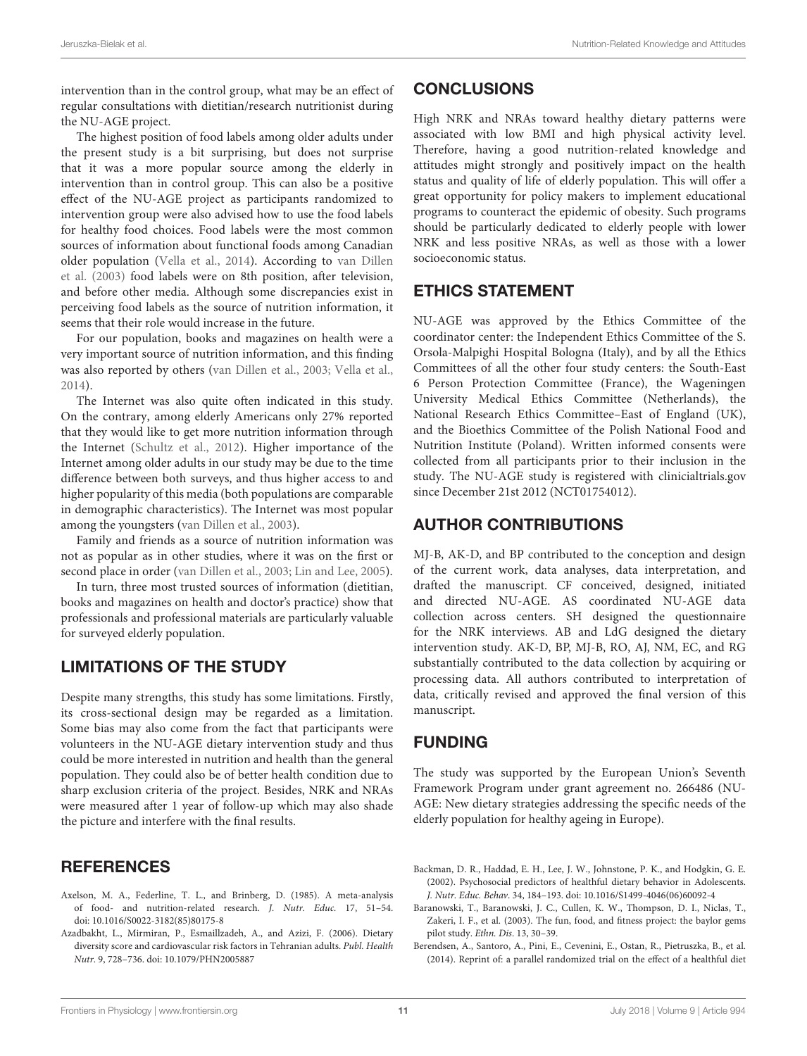intervention than in the control group, what may be an effect of regular consultations with dietitian/research nutritionist during the NU-AGE project.

The highest position of food labels among older adults under the present study is a bit surprising, but does not surprise that it was a more popular source among the elderly in intervention than in control group. This can also be a positive effect of the NU-AGE project as participants randomized to intervention group were also advised how to use the food labels for healthy food choices. Food labels were the most common sources of information about functional foods among Canadian older population (Vella et al., 2014). According to van Dillen et al. (2003) food labels were on 8th position, after television, and before other media. Although some discrepancies exist in perceiving food labels as the source of nutrition information, it seems that their role would increase in the future.

For our population, books and magazines on health were a very important source of nutrition information, and this finding was also reported by others (van Dillen et al., 2003; Vella et al., 2014).

The Internet was also quite often indicated in this study. On the contrary, among elderly Americans only 27% reported that they would like to get more nutrition information through the Internet (Schultz et al., 2012). Higher importance of the Internet among older adults in our study may be due to the time difference between both surveys, and thus higher access to and higher popularity of this media (both populations are comparable in demographic characteristics). The Internet was most popular among the youngsters (van Dillen et al., 2003).

Family and friends as a source of nutrition information was not as popular as in other studies, where it was on the first or second place in order (van Dillen et al., 2003; Lin and Lee, 2005).

In turn, three most trusted sources of information (dietitian, books and magazines on health and doctor's practice) show that professionals and professional materials are particularly valuable for surveyed elderly population.

## LIMITATIONS OF THE STUDY

Despite many strengths, this study has some limitations. Firstly, its cross-sectional design may be regarded as a limitation. Some bias may also come from the fact that participants were volunteers in the NU-AGE dietary intervention study and thus could be more interested in nutrition and health than the general population. They could also be of better health condition due to sharp exclusion criteria of the project. Besides, NRK and NRAs were measured after 1 year of follow-up which may also shade the picture and interfere with the final results.

## CONCLUSIONS

High NRK and NRAs toward healthy dietary patterns were associated with low BMI and high physical activity level. Therefore, having a good nutrition-related knowledge and attitudes might strongly and positively impact on the health status and quality of life of elderly population. This will offer a great opportunity for policy makers to implement educational programs to counteract the epidemic of obesity. Such programs should be particularly dedicated to elderly people with lower NRK and less positive NRAs, as well as those with a lower socioeconomic status.

## ETHICS STATEMENT

NU-AGE was approved by the Ethics Committee of the coordinator center: the Independent Ethics Committee of the S. Orsola-Malpighi Hospital Bologna (Italy), and by all the Ethics Committees of all the other four study centers: the South-East 6 Person Protection Committee (France), the Wageningen University Medical Ethics Committee (Netherlands), the National Research Ethics Committee–East of England (UK), and the Bioethics Committee of the Polish National Food and Nutrition Institute (Poland). Written informed consents were collected from all participants prior to their inclusion in the study. The NU-AGE study is registered with clinicialtrials.gov since December 21st 2012 (NCT01754012).

## AUTHOR CONTRIBUTIONS

MJ-B, AK-D, and BP contributed to the conception and design of the current work, data analyses, data interpretation, and drafted the manuscript. CF conceived, designed, initiated and directed NU-AGE. AS coordinated NU-AGE data collection across centers. SH designed the questionnaire for the NRK interviews. AB and LdG designed the dietary intervention study. AK-D, BP, MJ-B, RO, AJ, NM, EC, and RG substantially contributed to the data collection by acquiring or processing data. All authors contributed to interpretation of data, critically revised and approved the final version of this manuscript.

## FUNDING

The study was supported by the European Union's Seventh Framework Program under grant agreement no. 266486 (NU-AGE: New dietary strategies addressing the specific needs of the elderly population for healthy ageing in Europe).

## REFERENCES

Axelson, M. A., Federline, T. L., and Brinberg, D. (1985). A meta-analysis of food- and nutrition-related research. *J. Nutr. Educ.* 17, 51–54. doi: 10.1016/S0022-3182(85)80175-8

Azadbakht, L., Mirmiran, P., Esmaillzadeh, A., and Azizi, F. (2006). Dietary diversity score and cardiovascular risk factors in Tehranian adults. *Publ. Health Nutr.* 9, 728–736. doi: 10.1079/PHN2005887

Backman, D. R., Haddad, E. H., Lee, J. W., Johnstone, P. K., and Hodgkin, G. E. (2002). Psychosocial predictors of healthful dietary behavior in Adolescents. *J. Nutr. Educ. Behav*. 34, 184–193. doi: 10.1016/S1499-4046(06)60092-4

Baranowski, T., Baranowski, J. C., Cullen, K. W., Thompson, D. I., Niclas, T., Zakeri, I. F., et al. (2003). The fun, food, and fitness project: the baylor gems pilot study. *Ethn. Dis*. 13, 30–39.

Berendsen, A., Santoro, A., Pini, E., Cevenini, E., Ostan, R., Pietruszka, B., et al. (2014). Reprint of: a parallel randomized trial on the effect of a healthful diet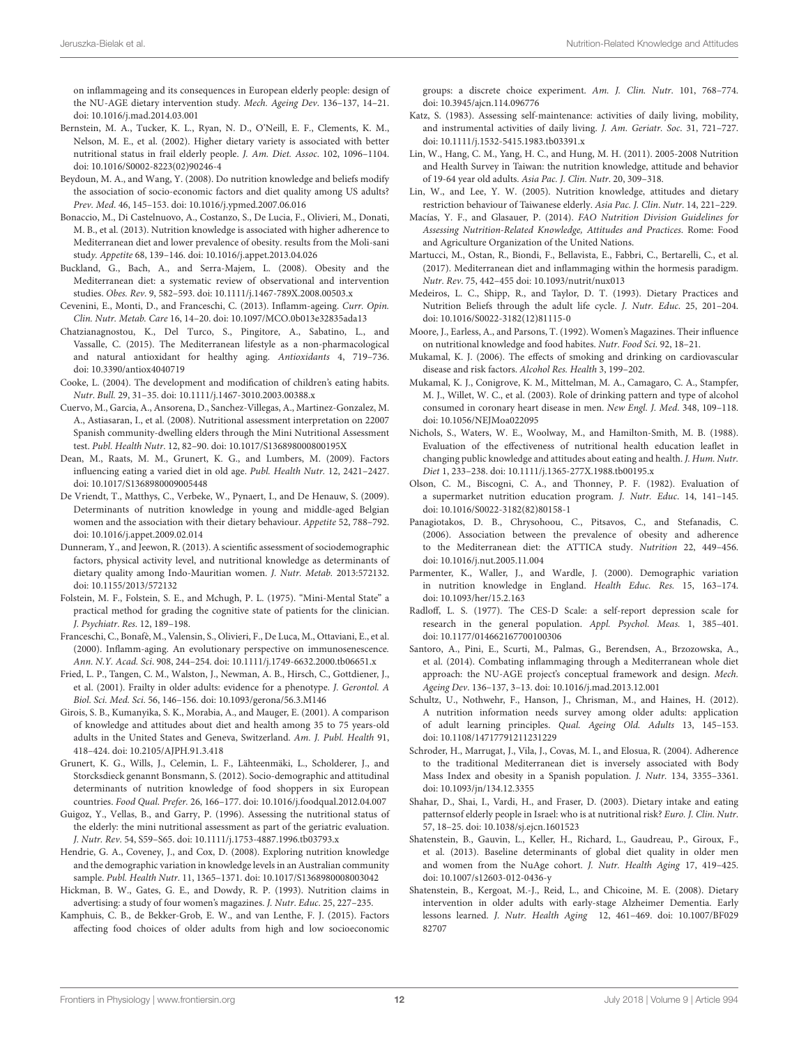on inflammageing and its consequences in European elderly people: design of the NU-AGE dietary intervention study. *Mech. Ageing Dev*. 136–137, 14–21. doi: 10.1016/j.mad.2014.03.001

Bernstein, M. A., Tucker, K. L., Ryan, N. D., O'Neill, E. F., Clements, K. M., Nelson, M. E., et al. (2002). Higher dietary variety is associated with better nutritional status in frail elderly people. *J. Am. Diet. Assoc*. 102, 1096–1104. doi: 10.1016/S0002-8223(02)90246-4

Beydoun, M. A., and Wang, Y. (2008). Do nutrition knowledge and beliefs modify the association of socio-economic factors and diet quality among US adults? *Prev. Med*. 46, 145–153. doi: 10.1016/j.ypmed.2007.06.016

Bonaccio, M., Di Castelnuovo, A., Costanzo, S., De Lucia, F., Olivieri, M., Donati, M. B., et al. (2013). Nutrition knowledge is associated with higher adherence to Mediterranean diet and lower prevalence of obesity. results from the Moli-sani study. *Appetite* 68, 139–146. doi: 10.1016/j.appet.2013.04.026

Buckland, G., Bach, A., and Serra-Majem, L. (2008). Obesity and the Mediterranean diet: a systematic review of observational and intervention studies. *Obes. Rev*. 9, 582–593. doi: 10.1111/j.1467-789X.2008.00503.x

Cevenini, E., Monti, D., and Franceschi, C. (2013). Inflamm-ageing. *Curr. Opin. Clin. Nutr. Metab. Care* 16, 14–20. doi: 10.1097/MCO.0b013e32835ada13

Chatzianagnostou, K., Del Turco, S., Pingitore, A., Sabatino, L., and Vassalle, C. (2015). The Mediterranean lifestyle as a non-pharmacological and natural antioxidant for healthy aging. *Antioxidants* 4, 719–736. doi: 10.3390/antiox4040719

Cooke, L. (2004). The development and modification of children's eating habits. *Nutr. Bull*. 29, 31–35. doi: 10.1111/j.1467-3010.2003.00388.x

Cuervo, M., Garcia, A., Ansorena, D., Sanchez-Villegas, A., Martinez-Gonzalez, M. A., Astiasaran, I., et al. (2008). Nutritional assessment interpretation on 22007 Spanish community-dwelling elders through the Mini Nutritional Assessment test. *Publ. Health Nutr*. 12, 82–90. doi: 10.1017/S136898000800195X

Dean, M., Raats, M. M., Grunert, K. G., and Lumbers, M. (2009). Factors influencing eating a varied diet in old age. *Publ. Health Nutr*. 12, 2421–2427. doi: 10.1017/S1368980009005448

De Vriendt, T., Matthys, C., Verbeke, W., Pynaert, I., and De Henauw, S. (2009). Determinants of nutrition knowledge in young and middle-aged Belgian women and the association with their dietary behaviour. *Appetite* 52, 788–792. doi: 10.1016/j.appet.2009.02.014

Dunneram, Y., and Jeewon, R. (2013). A scientific assessment of sociodemographic factors, physical activity level, and nutritional knowledge as determinants of dietary quality among Indo-Mauritian women. *J. Nutr. Metab*. 2013:572132. doi: 10.1155/2013/572132

Folstein, M. F., Folstein, S. E., and Mchugh, P. L. (1975). "Mini-Mental State" a practical method for grading the cognitive state of patients for the clinician. *J. Psychiatr. Res*. 12, 189–198.

Franceschi, C., Bonafè, M., Valensin, S., Olivieri, F., De Luca, M., Ottaviani, E., et al. (2000). Inflamm-aging. An evolutionary perspective on immunosenescence. *Ann. N.Y. Acad. Sci*. 908, 244–254. doi: 10.1111/j.1749-6632.2000.tb06651.x

Fried, L. P., Tangen, C. M., Walston, J., Newman, A. B., Hirsch, C., Gottdiener, J., et al. (2001). Frailty in older adults: evidence for a phenotype. *J. Gerontol. A Biol. Sci. Med. Sci*. 56, 146–156. doi: 10.1093/gerona/56.3.M146

Girois, S. B., Kumanyika, S. K., Morabia, A., and Mauger, E. (2001). A comparison of knowledge and attitudes about diet and health among 35 to 75 years-old adults in the United States and Geneva, Switzerland. *Am. J. Publ. Health* 91, 418–424. doi: 10.2105/AJPH.91.3.418

Grunert, K. G., Wills, J., Celemin, L. F., Lähteenmäki, L., Scholderer, J., and Storcksdieck genannt Bonsmann, S. (2012). Socio-demographic and attitudinal determinants of nutrition knowledge of food shoppers in six European countries. *Food Qual. Prefer*. 26, 166–177. doi: 10.1016/j.foodqual.2012.04.007

Guigoz, Y., Vellas, B., and Garry, P. (1996). Assessing the nutritional status of the elderly: the mini nutritional assessment as part of the geriatric evaluation. *J. Nutr. Rev*. 54, S59–S65. doi: 10.1111/j.1753-4887.1996.tb03793.x

Hendrie, G. A., Coveney, J., and Cox, D. (2008). Exploring nutrition knowledge and the demographic variation in knowledge levels in an Australian community sample. *Publ. Health Nutr*. 11, 1365–1371. doi: 10.1017/S1368980008003042

Hickman, B. W., Gates, G. E., and Dowdy, R. P. (1993). Nutrition claims in advertising: a study of four women's magazines. *J. Nutr. Educ*. 25, 227–235.

Kamphuis, C. B., de Bekker-Grob, E. W., and van Lenthe, F. J. (2015). Factors affecting food choices of older adults from high and low socioeconomic groups: a discrete choice experiment. *Am. J. Clin. Nutr*. 101, 768–774. doi: 10.3945/ajcn.114.096776

Katz, S. (1983). Assessing self-maintenance: activities of daily living, mobility, and instrumental activities of daily living. *J. Am. Geriatr. Soc*. 31, 721–727. doi: 10.1111/j.1532-5415.1983.tb03391.x

Lin, W., Hang, C. M., Yang, H. C., and Hung, M. H. (2011). 2005-2008 Nutrition and Health Survey in Taiwan: the nutrition knowledge, attitude and behavior of 19-64 year old adults. *Asia Pac. J. Clin. Nutr*. 20, 309–318.

Lin, W., and Lee, Y. W. (2005). Nutrition knowledge, attitudes and dietary restriction behaviour of Taiwanese elderly. *Asia Pac. J. Clin. Nutr*. 14, 221–229.

Macías, Y. F., and Glasauer, P. (2014). *FAO Nutrition Division Guidelines for Assessing Nutrition-Related Knowledge, Attitudes and Practices*. Rome: Food and Agriculture Organization of the United Nations.

Martucci, M., Ostan, R., Biondi, F., Bellavista, E., Fabbri, C., Bertarelli, C., et al. (2017). Mediterranean diet and inflammaging within the hormesis paradigm. *Nutr. Rev*. 75, 442–455 doi: 10.1093/nutrit/nux013

Medeiros, L. C., Shipp, R., and Taylor, D. T. (1993). Dietary Practices and Nutrition Beliefs through the adult life cycle. *J. Nutr. Educ*. 25, 201–204. doi: 10.1016/S0022-3182(12)81115-0

Moore, J., Earless, A., and Parsons, T. (1992). Women's Magazines. Their influence on nutritional knowledge and food habites. *Nutr. Food Sci*. 92, 18–21.

Mukamal, K. J. (2006). The effects of smoking and drinking on cardiovascular disease and risk factors. *Alcohol Res. Health* 3, 199–202.

Mukamal, K. J., Conigrove, K. M., Mittelman, M. A., Camagaro, C. A., Stampfer, M. J., Willet, W. C., et al. (2003). Role of drinking pattern and type of alcohol consumed in coronary heart disease in men. *New Engl. J. Med*. 348, 109–118. doi: 10.1056/NEJMoa022095

Nichols, S., Waters, W. E., Woolway, M., and Hamilton-Smith, M. B. (1988). Evaluation of the effectiveness of nutritional health education leaflet in changing public knowledge and attitudes about eating and health. *J. Hum. Nutr. Diet* 1, 233–238. doi: 10.1111/j.1365-277X.1988.tb00195.x

Olson, C. M., Biscogni, C. A., and Thonney, P. F. (1982). Evaluation of a supermarket nutrition education program. *J. Nutr. Educ*. 14, 141–145. doi: 10.1016/S0022-3182(82)80158-1

Panagiotakos, D. B., Chrysohoou, C., Pitsavos, C., and Stefanadis, C. (2006). Association between the prevalence of obesity and adherence to the Mediterranean diet: the ATTICA study. *Nutrition* 22, 449–456. doi: 10.1016/j.nut.2005.11.004

Parmenter, K., Waller, J., and Wardle, J. (2000). Demographic variation in nutrition knowledge in England. *Health Educ. Res*. 15, 163–174. doi: 10.1093/her/15.2.163

Radloff, L. S. (1977). The CES-D Scale: a self-report depression scale for research in the general population. *Appl. Psychol. Meas*. 1, 385–401. doi: 10.1177/014662167700100306

Santoro, A., Pini, E., Scurti, M., Palmas, G., Berendsen, A., Brzozowska, A., et al. (2014). Combating inflammaging through a Mediterranean whole diet approach: the NU-AGE project's conceptual framework and design. *Mech. Ageing Dev*. 136–137, 3–13. doi: 10.1016/j.mad.2013.12.001

Schultz, U., Nothwehr, F., Hanson, J., Chrisman, M., and Haines, H. (2012). A nutrition information needs survey among older adults: application of adult learning principles. *Qual. Ageing Old. Adults* 13, 145–153. doi: 10.1108/14717791211231229

Schroder, H., Marrugat, J., Vila, J., Covas, M. I., and Elosua, R. (2004). Adherence to the traditional Mediterranean diet is inversely associated with Body Mass Index and obesity in a Spanish population. *J. Nutr*. 134, 3355–3361. doi: 10.1093/jn/134.12.3355

Shahar, D., Shai, I., Vardi, H., and Fraser, D. (2003). Dietary intake and eating patternsof elderly people in Israel: who is at nutritional risk? *Euro. J. Clin. Nutr*. 57, 18–25. doi: 10.1038/sj.ejcn.1601523

Shatenstein, B., Gauvin, L., Keller, H., Richard, L., Gaudreau, P., Giroux, F., et al. (2013). Baseline determinants of global diet quality in older men and women from the NuAge cohort. *J. Nutr. Health Aging* 17, 419–425. doi: 10.1007/s12603-012-0436-y

Shatenstein, B., Kergoat, M.-J., Reid, L., and Chicoine, M. E. (2008). Dietary intervention in older adults with early-stage Alzheimer Dementia. Early lessons learned. *J. Nutr. Health Aging* 12, 461–469. doi: 10.1007/BF02982707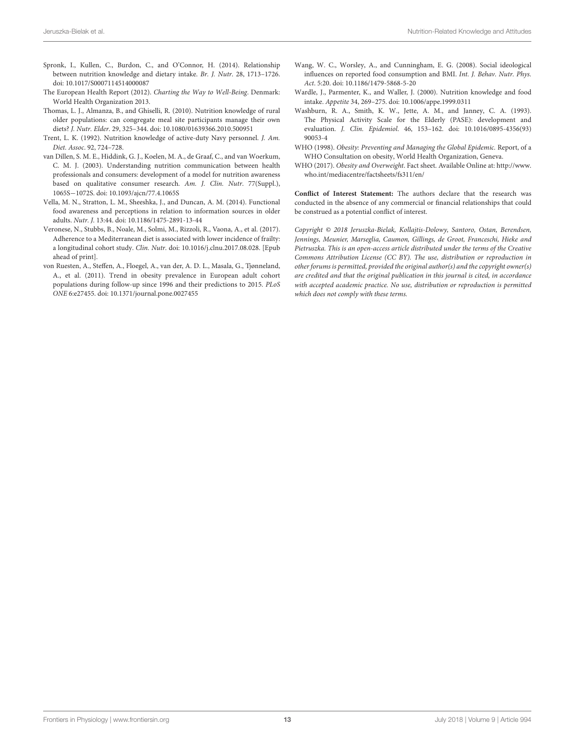Spronk, I., Kullen, C., Burdon, C., and O'Connor, H. (2014). Relationship between nutrition knowledge and dietary intake. *Br. J. Nutr.* 28, 1713–1726. doi: 10.1017/S0007114514000087

The European Health Report (2012). *Charting the Way to Well-Being*. Denmark: World Health Organization 2013.

Thomas, L. J., Almanza, B., and Ghiselli, R. (2010). Nutrition knowledge of rural older populations: can congregate meal site participants manage their own diets? *J. Nutr. Elder.* 29, 325–344. doi: 10.1080/01639366.2010.500951

Trent, L. K. (1992). Nutrition knowledge of active-duty Navy personnel. *J. Am. Diet. Assoc.* 92, 724–728.

van Dillen, S. M. E., Hiddink, G. J., Koelen, M. A., de Graaf, C., and van Woerkum, C. M. J. (2003). Understanding nutrition communication between health professionals and consumers: development of a model for nutrition awareness based on qualitative consumer research. *Am. J. Clin. Nutr.* 77(Suppl.), 1065S−1072S. doi: 10.1093/ajcn/77.4.1065S

Vella, M. N., Stratton, L. M., Sheeshka, J., and Duncan, A. M. (2014). Functional food awareness and perceptions in relation to information sources in older adults. *Nutr. J.* 13:44. doi: 10.1186/1475-2891-13-44

Veronese, N., Stubbs, B., Noale, M., Solmi, M., Rizzoli, R., Vaona, A., et al. (2017). Adherence to a Mediterranean diet is associated with lower incidence of frailty: a longitudinal cohort study. *Clin. Nutr.* doi: 10.1016/j.clnu.2017.08.028. [Epub ahead of print].

von Ruesten, A., Steffen, A., Floegel, A., van der, A. D. L., Masala, G., Tjønneland, A., et al. (2011). Trend in obesity prevalence in European adult cohort populations during follow-up since 1996 and their predictions to 2015. *PLoS ONE* 6:e27455. doi: 10.1371/journal.pone.0027455

Wang, W. C., Worsley, A., and Cunningham, E. G. (2008). Social ideological influences on reported food consumption and BMI. *Int. J. Behav. Nutr. Phys. Act.* 5:20. doi: 10.1186/1479-5868-5-20

Wardle, J., Parmenter, K., and Waller, J. (2000). Nutrition knowledge and food intake. *Appetite* 34, 269–275. doi: 10.1006/appe.1999.0311

Washburn, R. A., Smith, K. W., Jette, A. M., and Janney, C. A. (1993). The Physical Activity Scale for the Elderly (PASE): development and evaluation. *J. Clin. Epidemiol.* 46, 153–162. doi: 10.1016/0895-4356(93)90053-4

WHO (1998). *Obesity: Preventing and Managing the Global Epidemic*. Report, of a WHO Consultation on obesity, World Health Organization, Geneva.

WHO (2017). *Obesity and Overweight*. Fact sheet. Available Online at: http://www.who.int/mediacentre/factsheets/fs311/en/

**Conflict of Interest Statement:** The authors declare that the research was conducted in the absence of any commercial or financial relationships that could be construed as a potential conflict of interest.

*Copyright © 2018 Jeruszka-Bielak, Kollajtis-Dolowy, Santoro, Ostan, Berendsen, Jennings, Meunier, Marseglia, Caumon, Gillings, de Groot, Franceschi, Hieke and Pietruszka. This is an open-access article distributed under the terms of the Creative Commons Attribution License (CC BY). The use, distribution or reproduction in other forums is permitted, provided the original author(s) and the copyright owner(s) are credited and that the original publication in this journal is cited, in accordance with accepted academic practice. No use, distribution or reproduction is permitted which does not comply with these terms.*